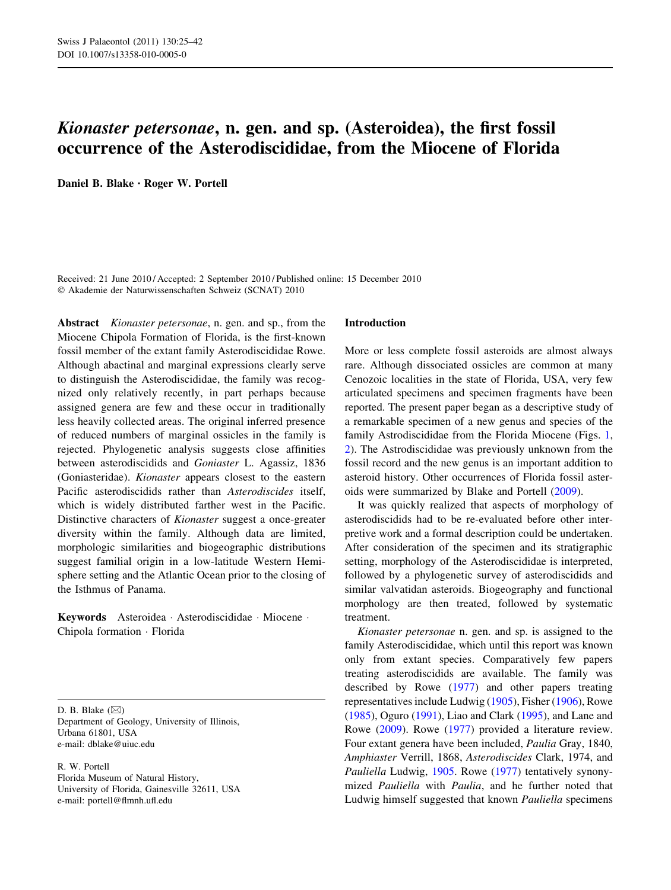# *Kionaster petersonae*, n. gen. and sp. (Asteroidea), the first fossil occurrence of the Asterodiscididae, from the Miocene of Florida

**Daniel B. Blake · Roger W. Portell**

Received: 21 June 2010 / Accepted: 2 September 2010 / Published online: 15 December 2010
© Akademie der Naturwissenschaften Schweiz (SCNAT) 2010

**Abstract** *Kionaster petersonae*, n. gen. and sp., from the Miocene Chipola Formation of Florida, is the first-known fossil member of the extant family Asterodiscididae Rowe. Although abactinal and marginal expressions clearly serve to distinguish the Asterodiscididae, the family was recognized only relatively recently, in part perhaps because assigned genera are few and these occur in traditionally less heavily collected areas. The original inferred presence of reduced numbers of marginal ossicles in the family is rejected. Phylogenetic analysis suggests close affinities between asterodiscidids and *Goniaster* L. Agassiz, 1836 (Goniasteridae). *Kionaster* appears closest to the eastern Pacific asterodiscidids rather than *Asterodiscides* itself, which is widely distributed farther west in the Pacific. Distinctive characters of *Kionaster* suggest a once-greater diversity within the family. Although data are limited, morphologic similarities and biogeographic distributions suggest familial origin in a low-latitude Western Hemisphere setting and the Atlantic Ocean prior to the closing of the Isthmus of Panama.

**Keywords** Asteroidea · Asterodiscididae · Miocene · Chipola formation · Florida

D. B. Blake (✉)
Department of Geology, University of Illinois,
Urbana 61801, USA
e-mail: dblake@uiuc.edu

R. W. Portell
Florida Museum of Natural History,
University of Florida, Gainesville 32611, USA
e-mail: portell@flmnh.ufl.edu

## Introduction

More or less complete fossil asteroids are almost always rare. Although dissociated ossicles are common at many Cenozoic localities in the state of Florida, USA, very few articulated specimens and specimen fragments have been reported. The present paper began as a descriptive study of a remarkable specimen of a new genus and species of the family Astrodiscididae from the Florida Miocene (Figs. 1, 2). The Astrodiscididae was previously unknown from the fossil record and the new genus is an important addition to asteroid history. Other occurrences of Florida fossil asteroids were summarized by Blake and Portell (2009).

It was quickly realized that aspects of morphology of asterodiscidids had to be re-evaluated before other interpretive work and a formal description could be undertaken. After consideration of the specimen and its stratigraphic setting, morphology of the Asterodiscididae is interpreted, followed by a phylogenetic survey of asterodiscidids and similar valvatidan asteroids. Biogeography and functional morphology are then treated, followed by systematic treatment.

*Kionaster petersonae* n. gen. and sp. is assigned to the family Asterodiscididae, which until this report was known only from extant species. Comparatively few papers treating asterodiscidids are available. The family was described by Rowe (1977) and other papers treating representatives include Ludwig (1905), Fisher (1906), Rowe (1985), Oguro (1991), Liao and Clark (1995), and Lane and Rowe (2009). Rowe (1977) provided a literature review. Four extant genera have been included, *Paulia* Gray, 1840, *Amphiaster* Verrill, 1868, *Asterodiscides* Clark, 1974, and *Pauliella* Ludwig, 1905. Rowe (1977) tentatively synonymized *Pauliella* with *Paulia*, and he further noted that Ludwig himself suggested that known *Pauliella* specimens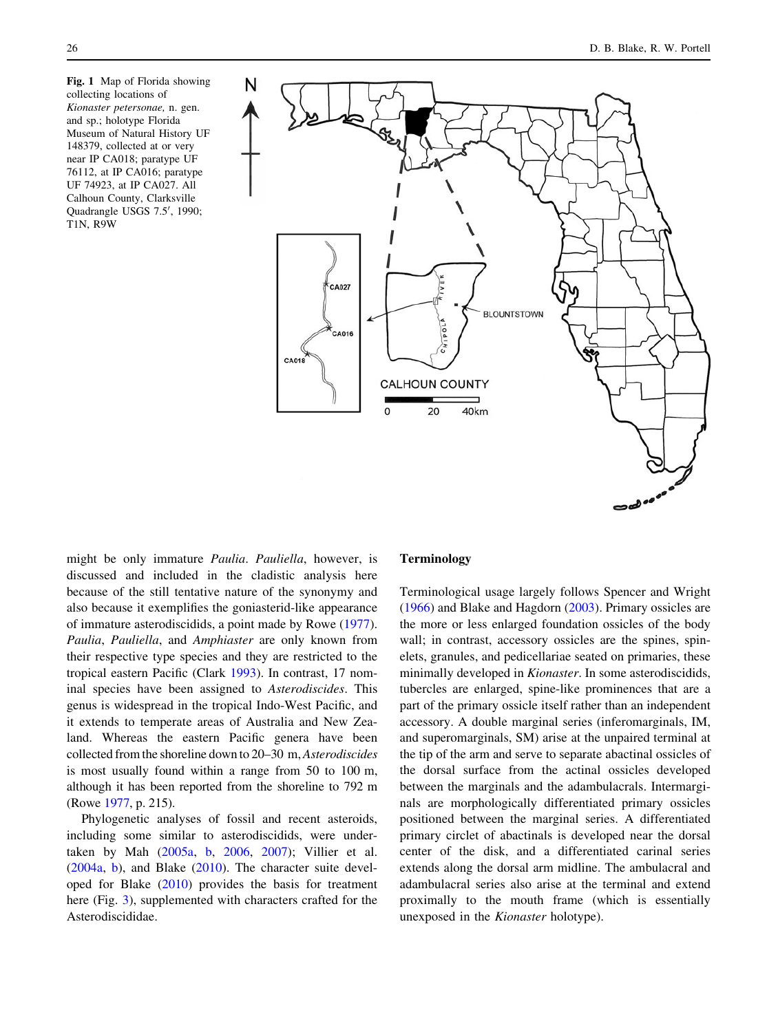**Fig. 1** Map of Florida showing collecting locations of *Kionaster petersonae,* n. gen. and sp.; holotype Florida Museum of Natural History UF 148379, collected at or very near IP CA018; paratype UF 76112, at IP CA016; paratype UF 74923, at IP CA027. All Calhoun County, Clarksville Quadrangle USGS 7.5′, 1990; T1N, R9W

might be only immature *Paulia*. *Pauliella*, however, is discussed and included in the cladistic analysis here because of the still tentative nature of the synonymy and also because it exemplifies the goniasterid-like appearance of immature asterodiscidids, a point made by Rowe (1977). *Paulia*, *Pauliella*, and *Amphiaster* are only known from their respective type species and they are restricted to the tropical eastern Pacific (Clark 1993). In contrast, 17 nominal species have been assigned to *Asterodiscides*. This genus is widespread in the tropical Indo-West Pacific, and it extends to temperate areas of Australia and New Zealand. Whereas the eastern Pacific genera have been collected from the shoreline down to 20–30 m, *Asterodiscides* is most usually found within a range from 50 to 100 m, although it has been reported from the shoreline to 792 m (Rowe 1977, p. 215).

Phylogenetic analyses of fossil and recent asteroids, including some similar to asterodiscidids, were undertaken by Mah (2005a, b, 2006, 2007); Villier et al. (2004a, b), and Blake (2010). The character suite developed for Blake (2010) provides the basis for treatment here (Fig. 3), supplemented with characters crafted for the Asterodiscididae.

## Terminology

Terminological usage largely follows Spencer and Wright (1966) and Blake and Hagdorn (2003). Primary ossicles are the more or less enlarged foundation ossicles of the body wall; in contrast, accessory ossicles are the spines, spinelets, granules, and pedicellariae seated on primaries, these minimally developed in *Kionaster*. In some asterodiscidids, tubercles are enlarged, spine-like prominences that are a part of the primary ossicle itself rather than an independent accessory. A double marginal series (inferomarginals, IM, and superomarginals, SM) arise at the unpaired terminal at the tip of the arm and serve to separate abactinal ossicles of the dorsal surface from the actinal ossicles developed between the marginals and the adambulacrals. Intermarginals are morphologically differentiated primary ossicles positioned between the marginal series. A differentiated primary circlet of abactinals is developed near the dorsal center of the disk, and a differentiated carinal series extends along the dorsal arm midline. The ambulacral and adambulacral series also arise at the terminal and extend proximally to the mouth frame (which is essentially unexposed in the *Kionaster* holotype).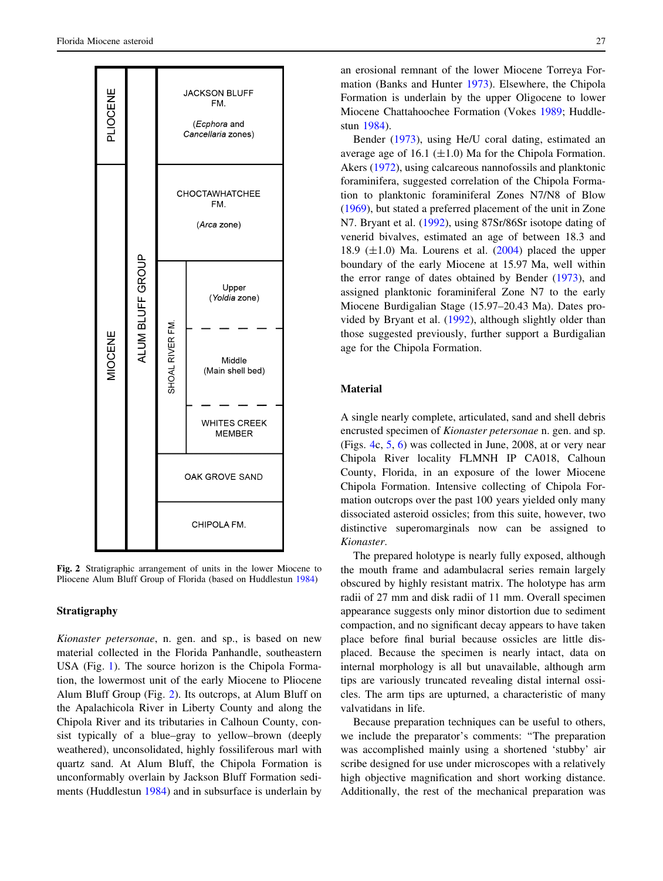| Epoch | Group | Formation | Unit |
|---|---|---|---|
| PLIOCENE | ALUM BLUFF GROUP | JACKSON BLUFF FM. (*Ecphora* and *Cancellaria* zones) | |
| MIOCENE | | CHOCTAWHATCHEE FM. (*Arca* zone) | |
| | | SHOAL RIVER FM. | Upper (*Yoldia* zone) |
| | | | Middle (Main shell bed) |
| | | | WHITES CREEK MEMBER |
| | | OAK GROVE SAND | |
| | | CHIPOLA FM. | |

**Fig. 2** Stratigraphic arrangement of units in the lower Miocene to Pliocene Alum Bluff Group of Florida (based on Huddlestun 1984)

## Stratigraphy

*Kionaster petersonae*, n. gen. and sp., is based on new material collected in the Florida Panhandle, southeastern USA (Fig. 1). The source horizon is the Chipola Formation, the lowermost unit of the early Miocene to Pliocene Alum Bluff Group (Fig. 2). Its outcrops, at Alum Bluff on the Apalachicola River in Liberty County and along the Chipola River and its tributaries in Calhoun County, consist typically of a blue–gray to yellow–brown (deeply weathered), unconsolidated, highly fossiliferous marl with quartz sand. At Alum Bluff, the Chipola Formation is unconformably overlain by Jackson Bluff Formation sediments (Huddlestun 1984) and in subsurface is underlain by an erosional remnant of the lower Miocene Torreya Formation (Banks and Hunter 1973). Elsewhere, the Chipola Formation is underlain by the upper Oligocene to lower Miocene Chattahoochee Formation (Vokes 1989; Huddlestun 1984).

Bender (1973), using He/U coral dating, estimated an average age of 16.1 (±1.0) Ma for the Chipola Formation. Akers (1972), using calcareous nannofossils and planktonic foraminifera, suggested correlation of the Chipola Formation to planktonic foraminiferal Zones N7/N8 of Blow (1969), but stated a preferred placement of the unit in Zone N7. Bryant et al. (1992), using 87Sr/86Sr isotope dating of venerid bivalves, estimated an age of between 18.3 and 18.9 (±1.0) Ma. Lourens et al. (2004) placed the upper boundary of the early Miocene at 15.97 Ma, well within the error range of dates obtained by Bender (1973), and assigned planktonic foraminiferal Zone N7 to the early Miocene Burdigalian Stage (15.97–20.43 Ma). Dates provided by Bryant et al. (1992), although slightly older than those suggested previously, further support a Burdigalian age for the Chipola Formation.

## Material

A single nearly complete, articulated, sand and shell debris encrusted specimen of *Kionaster petersonae* n. gen. and sp. (Figs. 4c, 5, 6) was collected in June, 2008, at or very near Chipola River locality FLMNH IP CA018, Calhoun County, Florida, in an exposure of the lower Miocene Chipola Formation. Intensive collecting of Chipola Formation outcrops over the past 100 years yielded only many dissociated asteroid ossicles; from this suite, however, two distinctive superomarginals now can be assigned to *Kionaster*.

The prepared holotype is nearly fully exposed, although the mouth frame and adambulacral series remain largely obscured by highly resistant matrix. The holotype has arm radii of 27 mm and disk radii of 11 mm. Overall specimen appearance suggests only minor distortion due to sediment compaction, and no significant decay appears to have taken place before final burial because ossicles are little displaced. Because the specimen is nearly intact, data on internal morphology is all but unavailable, although arm tips are variously truncated revealing distal internal ossicles. The arm tips are upturned, a characteristic of many valvatidans in life.

Because preparation techniques can be useful to others, we include the preparator's comments: "The preparation was accomplished mainly using a shortened 'stubby' air scribe designed for use under microscopes with a relatively high objective magnification and short working distance. Additionally, the rest of the mechanical preparation was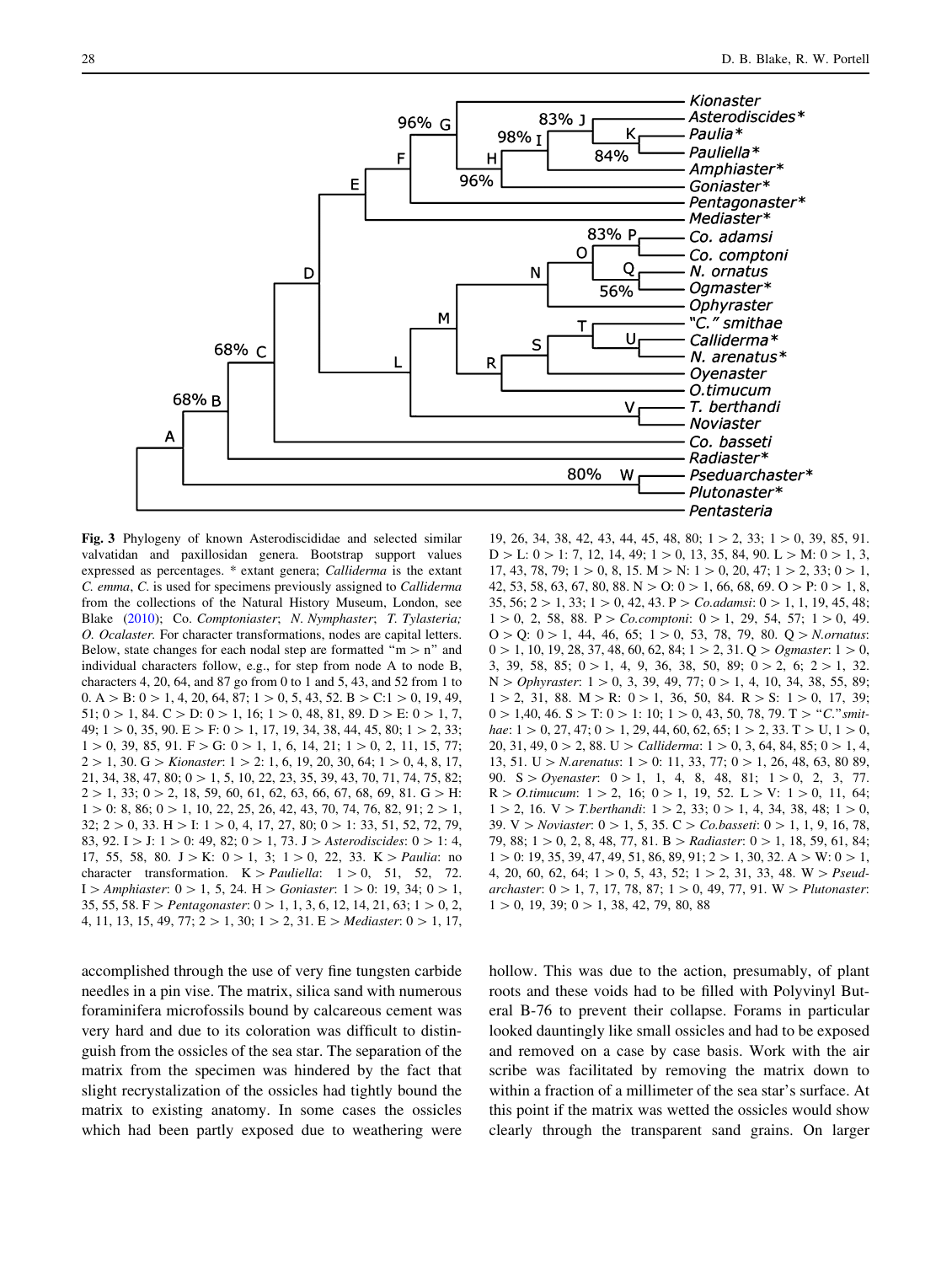**Fig. 3** Phylogeny of known Asterodiscididae and selected similar valvatidan and paxillosidan genera. Bootstrap support values expressed as percentages. * extant genera; *Calliderma* is the extant *C. emma*, *C.* is used for specimens previously assigned to *Calliderma* from the collections of the Natural History Museum, London, see Blake (2010); Co. *Comptoniaster*; *N. Nymphaster*; *T. Tylasteria; O. Ocalaster*. For character transformations, nodes are capital letters. Below, state changes for each nodal step are formatted "m > n" and individual characters follow, e.g., for step from node A to node B, characters 4, 20, 64, and 87 go from 0 to 1 and 5, 43, and 52 from 1 to 0. A > B: 0 > 1, 4, 20, 64, 87; 1 > 0, 5, 43, 52. B > C:1 > 0, 19, 49, 51; 0 > 1, 84. C > D: 0 > 1, 16; 1 > 0, 48, 81, 89. D > E: 0 > 1, 7, 49; 1 > 0, 35, 90. E > F: 0 > 1, 17, 19, 34, 38, 44, 45, 80; 1 > 2, 33; 1 > 0, 39, 85, 91. F > G: 0 > 1, 1, 6, 14, 21; 1 > 0, 2, 11, 15, 77; 2 > 1, 30. G > *Kionaster*: 1 > 2: 1, 6, 19, 20, 30, 64; 1 > 0, 4, 8, 17, 21, 34, 38, 47, 80; 0 > 1, 5, 10, 22, 23, 35, 39, 43, 70, 71, 74, 75, 82; 2 > 1, 33; 0 > 2, 18, 59, 60, 61, 62, 63, 66, 67, 68, 69, 81. G > H: 1 > 0: 8, 86; 0 > 1, 10, 22, 25, 26, 42, 43, 70, 74, 76, 82, 91; 2 > 1, 32; 2 > 0, 33. H > I: 1 > 0, 4, 17, 27, 80; 0 > 1: 33, 51, 52, 72, 79, 83, 92. I > J: 1 > 0: 49, 82; 0 > 1, 73. J > *Asterodiscides*: 0 > 1: 4, 17, 55, 58, 80. J > K: 0 > 1, 3; 1 > 0, 22, 33. K > *Paulia*: no character transformation. K > *Pauliella*: 1 > 0, 51, 52, 72. I > *Amphiaster*: 0 > 1, 5, 24. H > *Goniaster*: 1 > 0: 19, 34; 0 > 1, 35, 55, 58. F > *Pentagonaster*: 0 > 1, 1, 3, 6, 12, 14, 21, 63; 1 > 0, 2, 4, 11, 13, 15, 49, 77; 2 > 1, 30; 1 > 2, 31. E > *Mediaster*: 0 > 1, 17, 19, 26, 34, 38, 42, 43, 44, 45, 48, 80; 1 > 2, 33; 1 > 0, 39, 85, 91. D > L: 0 > 1: 7, 12, 14, 49; 1 > 0, 13, 35, 84, 90. L > M: 0 > 1, 3, 17, 43, 78, 79; 1 > 0, 8, 15. M > N: 1 > 0, 20, 47; 1 > 2, 33; 0 > 1, 42, 53, 58, 63, 67, 80, 88. N > O: 0 > 1, 66, 68, 69. O > P: 0 > 1, 8, 35, 56; 2 > 1, 33; 1 > 0, 42, 43. P > *Co.adamsi*: 0 > 1, 1, 19, 45, 48; 1 > 0, 2, 58, 88. P > *Co.comptoni*: 0 > 1, 29, 54, 57; 1 > 0, 49. O > Q: 0 > 1, 44, 46, 65; 1 > 0, 53, 78, 79, 80. Q > *N.ornatus*: 0 > 1, 10, 19, 28, 37, 48, 60, 62, 84; 1 > 2, 31. Q > *Ogmaster*: 1 > 0, 3, 39, 58, 85; 0 > 1, 4, 9, 36, 38, 50, 89; 0 > 2, 6; 2 > 1, 32. N > *Ophyraster*: 1 > 0, 3, 39, 49, 77; 0 > 1, 4, 10, 34, 38, 55, 89; 1 > 2, 31, 88. M > R: 0 > 1, 36, 50, 84. R > S: 1 > 0, 17, 39; 0 > 1,40, 46. S > T: 0 > 1: 10; 1 > 0, 43, 50, 78, 79. T > "*C.*"*smithae*: 1 > 0, 27, 47; 0 > 1, 29, 44, 60, 62, 65; 1 > 2, 33. T > U, 1 > 0, 20, 31, 49, 0 > 2, 88. U > *Calliderma*: 1 > 0, 3, 64, 84, 85; 0 > 1, 4, 13, 51. U > *N.arenatus*: 1 > 0: 11, 33, 77; 0 > 1, 26, 48, 63, 80 89, 90. S > *Oyenaster*: 0 > 1, 1, 4, 8, 48, 81; 1 > 0, 2, 3, 77. R > *O.timucum*: 1 > 2, 16; 0 > 1, 19, 52. L > V: 1 > 0, 11, 64; 1 > 2, 16. V > *T.berthandi*: 1 > 2, 33; 0 > 1, 4, 34, 38, 48; 1 > 0, 39. V > *Noviaster*: 0 > 1, 5, 35. C > *Co.basseti*: 0 > 1, 1, 9, 16, 78, 79, 88; 1 > 0, 2, 8, 48, 77, 81. B > *Radiaster*: 0 > 1, 18, 59, 61, 84; 1 > 0: 19, 35, 39, 47, 49, 51, 86, 89, 91; 2 > 1, 30, 32. A > W: 0 > 1, 4, 20, 60, 62, 64; 1 > 0, 5, 43, 52; 1 > 2, 31, 33, 48. W > *Pseudarchaster*: 0 > 1, 7, 17, 78, 87; 1 > 0, 49, 77, 91. W > *Plutonaster*: 1 > 0, 19, 39; 0 > 1, 38, 42, 79, 80, 88

accomplished through the use of very fine tungsten carbide needles in a pin vise. The matrix, silica sand with numerous foraminifera microfossils bound by calcareous cement was very hard and due to its coloration was difficult to distinguish from the ossicles of the sea star. The separation of the matrix from the specimen was hindered by the fact that slight recrystalization of the ossicles had tightly bound the matrix to existing anatomy. In some cases the ossicles which had been partly exposed due to weathering were hollow. This was due to the action, presumably, of plant roots and these voids had to be filled with Polyvinyl Buteral B-76 to prevent their collapse. Forams in particular looked dauntingly like small ossicles and had to be exposed and removed on a case by case basis. Work with the air scribe was facilitated by removing the matrix down to within a fraction of a millimeter of the sea star's surface. At this point if the matrix was wetted the ossicles would show clearly through the transparent sand grains. On larger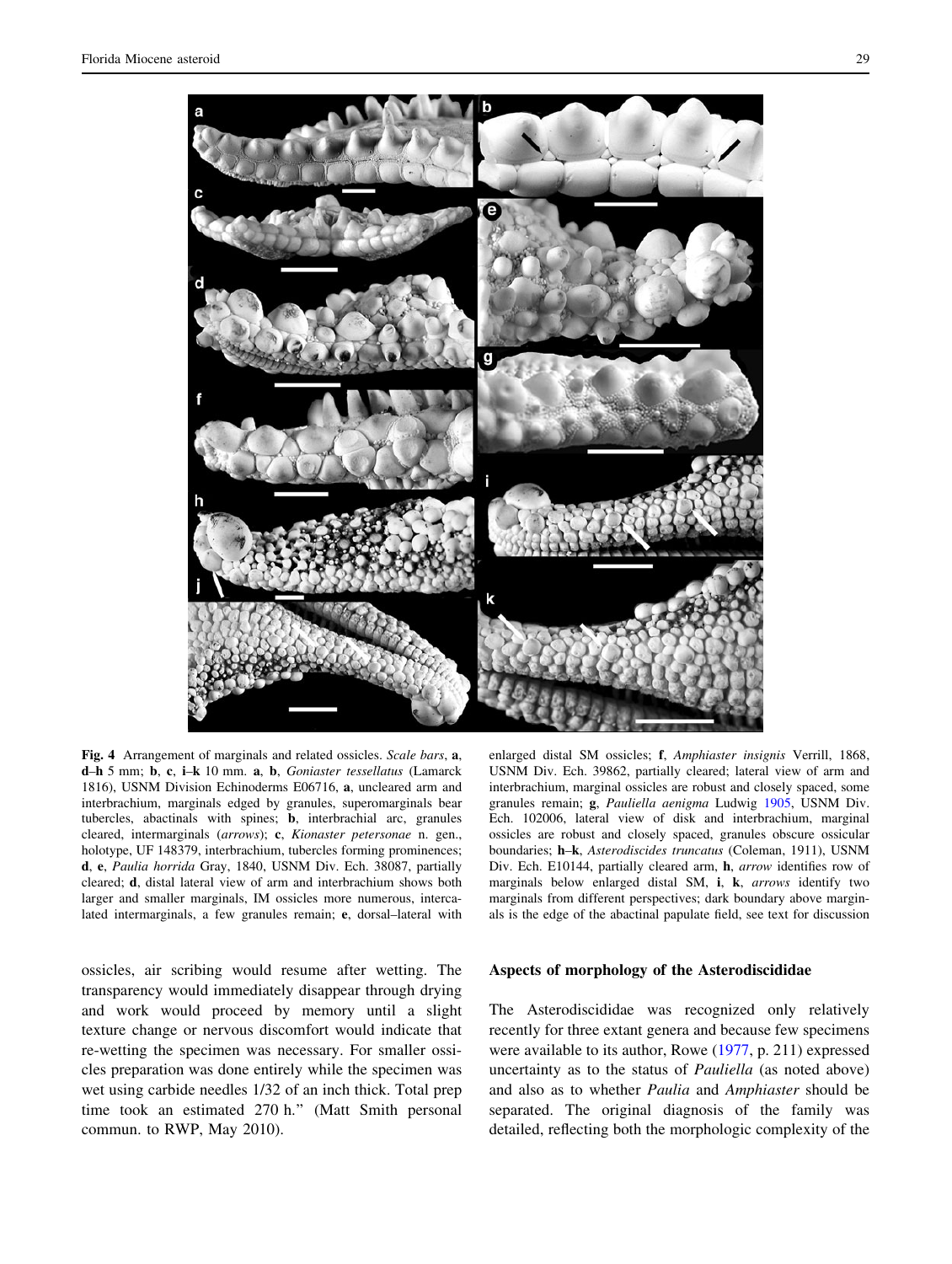**Fig. 4** Arrangement of marginals and related ossicles. *Scale bars*, **a**, **d**–**h** 5 mm; **b**, **c**, **i**–**k** 10 mm. **a**, **b**, *Goniaster tessellatus* (Lamarck 1816), USNM Division Echinoderms E06716, **a**, uncleared arm and interbrachium, marginals edged by granules, superomarginals bear tubercles, abactinals with spines; **b**, interbrachial arc, granules cleared, intermarginals (*arrows*); **c**, *Kionaster petersonae* n. gen., holotype, UF 148379, interbrachium, tubercles forming prominences; **d**, **e**, *Paulia horrida* Gray, 1840, USNM Div. Ech. 38087, partially cleared; **d**, distal lateral view of arm and interbrachium shows both larger and smaller marginals, IM ossicles more numerous, intercalated intermarginals, a few granules remain; **e**, dorsal–lateral with enlarged distal SM ossicles; **f**, *Amphiaster insignis* Verrill, 1868, USNM Div. Ech. 39862, partially cleared; lateral view of arm and interbrachium, marginal ossicles are robust and closely spaced, some granules remain; **g**, *Pauliella aenigma* Ludwig 1905, USNM Div. Ech. 102006, lateral view of disk and interbrachium, marginal ossicles are robust and closely spaced, granules obscure ossicular boundaries; **h**–**k**, *Asterodiscides truncatus* (Coleman, 1911), USNM Div. Ech. E10144, partially cleared arm, **h**, *arrow* identifies row of marginals below enlarged distal SM, **i**, **k**, *arrows* identify two marginals from different perspectives; dark boundary above marginals is the edge of the abactinal papulate field, see text for discussion

ossicles, air scribing would resume after wetting. The transparency would immediately disappear through drying and work would proceed by memory until a slight texture change or nervous discomfort would indicate that re-wetting the specimen was necessary. For smaller ossicles preparation was done entirely while the specimen was wet using carbide needles 1/32 of an inch thick. Total prep time took an estimated 270 h." (Matt Smith personal commun. to RWP, May 2010).

## Aspects of morphology of the Asterodiscididae

The Asterodiscididae was recognized only relatively recently for three extant genera and because few specimens were available to its author, Rowe (1977, p. 211) expressed uncertainty as to the status of *Pauliella* (as noted above) and also as to whether *Paulia* and *Amphiaster* should be separated. The original diagnosis of the family was detailed, reflecting both the morphologic complexity of the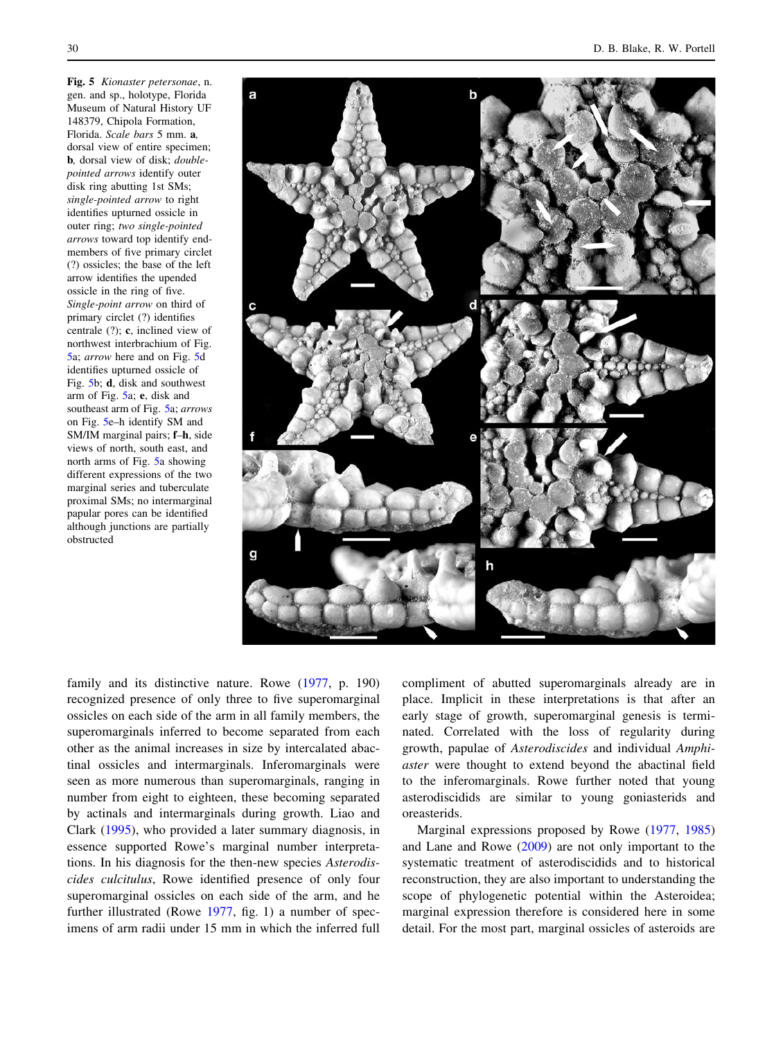**Fig. 5** *Kionaster petersonae*, n. gen. and sp., holotype, Florida Museum of Natural History UF 148379, Chipola Formation, Florida. *Scale bars* 5 mm. **a**, dorsal view of entire specimen; **b**, dorsal view of disk; *double-pointed arrows* identify outer disk ring abutting 1st SMs; *single-pointed arrow* to right identifies upturned ossicle in outer ring; *two single-pointed arrows* toward top identify end-members of five primary circlet (?) ossicles; the base of the left arrow identifies the upended ossicle in the ring of five. *Single-point arrow* on third of primary circlet (?) identifies centrale (?); **c**, inclined view of northwest interbrachium of Fig. 5a; *arrow* here and on Fig. 5d identifies upturned ossicle of Fig. 5b; **d**, disk and southwest arm of Fig. 5a; **e**, disk and southeast arm of Fig. 5a; *arrows* on Fig. 5e–h identify SM and SM/IM marginal pairs; **f–h**, side views of north, south east, and north arms of Fig. 5a showing different expressions of the two marginal series and tuberculate proximal SMs; no intermarginal papular pores can be identified although junctions are partially obstructed

family and its distinctive nature. Rowe (1977, p. 190) recognized presence of only three to five superomarginal ossicles on each side of the arm in all family members, the superomarginals inferred to become separated from each other as the animal increases in size by intercalated abactinal ossicles and intermarginals. Inferomarginals were seen as more numerous than superomarginals, ranging in number from eight to eighteen, these becoming separated by actinals and intermarginals during growth. Liao and Clark (1995), who provided a later summary diagnosis, in essence supported Rowe's marginal number interpretations. In his diagnosis for the then-new species *Asterodiscides culcitulus*, Rowe identified presence of only four superomarginal ossicles on each side of the arm, and he further illustrated (Rowe 1977, fig. 1) a number of specimens of arm radii under 15 mm in which the inferred full compliment of abutted superomarginals already are in place. Implicit in these interpretations is that after an early stage of growth, superomarginal genesis is terminated. Correlated with the loss of regularity during growth, papulae of *Asterodiscides* and individual *Amphiaster* were thought to extend beyond the abactinal field to the inferomarginals. Rowe further noted that young asterodiscidids are similar to young goniasterids and oreasterids.

Marginal expressions proposed by Rowe (1977, 1985) and Lane and Rowe (2009) are not only important to the systematic treatment of asterodiscidids and to historical reconstruction, they are also important to understanding the scope of phylogenetic potential within the Asteroidea; marginal expression therefore is considered here in some detail. For the most part, marginal ossicles of asteroids are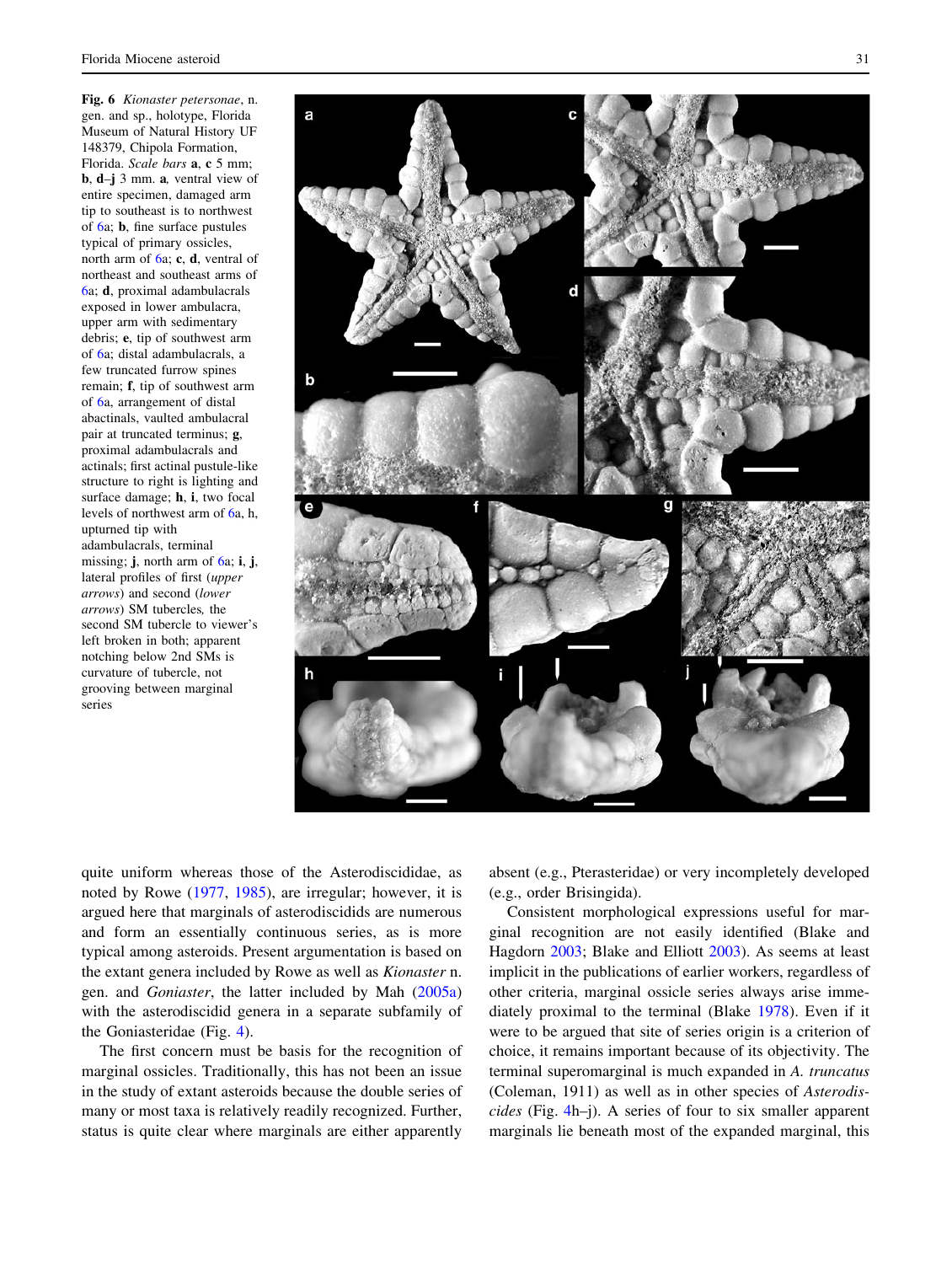**Fig. 6** *Kionaster petersonae*, n. gen. and sp., holotype, Florida Museum of Natural History UF 148379, Chipola Formation, Florida. *Scale bars* **a**, **c** 5 mm; **b**, **d**–**j** 3 mm. **a**, ventral view of entire specimen, damaged arm tip to southeast is to northwest of 6a; **b**, fine surface pustules typical of primary ossicles, north arm of 6a; **c**, **d**, ventral of northeast and southeast arms of 6a; **d**, proximal adambulacrals exposed in lower ambulacra, upper arm with sedimentary debris; **e**, tip of southwest arm of 6a; distal adambulacrals, a few truncated furrow spines remain; **f**, tip of southwest arm of 6a, arrangement of distal abactinals, vaulted ambulacral pair at truncated terminus; **g**, proximal adambulacrals and actinals; first actinal pustule-like structure to right is lighting and surface damage; **h**, **i**, two focal levels of northwest arm of 6a, h, upturned tip with adambulacrals, terminal missing; **j**, north arm of 6a; **i**, **j**, lateral profiles of first (*upper arrows*) and second (*lower arrows*) SM tubercles, the second SM tubercle to viewer's left broken in both; apparent notching below 2nd SMs is curvature of tubercle, not grooving between marginal series

quite uniform whereas those of the Asterodiscididae, as noted by Rowe (1977, 1985), are irregular; however, it is argued here that marginals of asterodiscidids are numerous and form an essentially continuous series, as is more typical among asteroids. Present argumentation is based on the extant genera included by Rowe as well as *Kionaster* n. gen. and *Goniaster*, the latter included by Mah (2005a) with the asterodiscidid genera in a separate subfamily of the Goniasteridae (Fig. 4).

The first concern must be basis for the recognition of marginal ossicles. Traditionally, this has not been an issue in the study of extant asteroids because the double series of many or most taxa is relatively readily recognized. Further, status is quite clear where marginals are either apparently absent (e.g., Pterasteridae) or very incompletely developed (e.g., order Brisingida).

Consistent morphological expressions useful for marginal recognition are not easily identified (Blake and Hagdorn 2003; Blake and Elliott 2003). As seems at least implicit in the publications of earlier workers, regardless of other criteria, marginal ossicle series always arise immediately proximal to the terminal (Blake 1978). Even if it were to be argued that site of series origin is a criterion of choice, it remains important because of its objectivity. The terminal superomarginal is much expanded in *A. truncatus* (Coleman, 1911) as well as in other species of *Asterodiscides* (Fig. 4h–j). A series of four to six smaller apparent marginals lie beneath most of the expanded marginal, this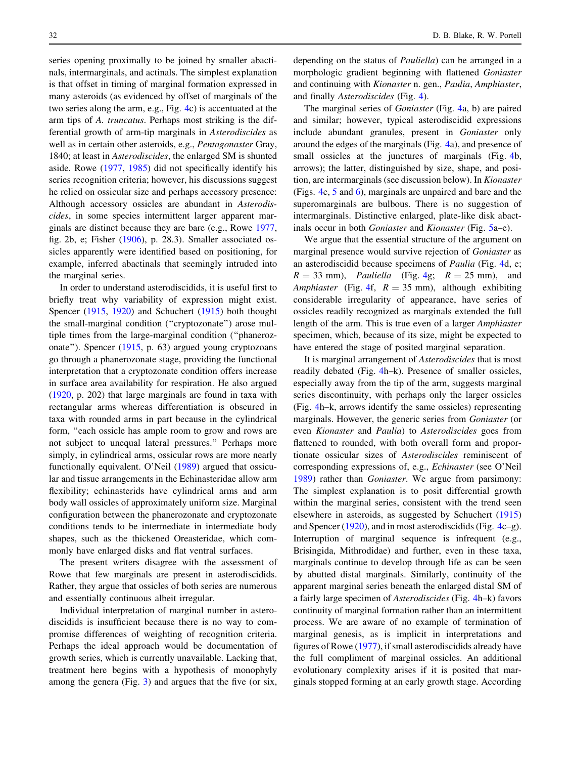series opening proximally to be joined by smaller abactinals, intermarginals, and actinals. The simplest explanation is that offset in timing of marginal formation expressed in many asteroids (as evidenced by offset of marginals of the two series along the arm, e.g., Fig. 4c) is accentuated at the arm tips of *A. truncatus*. Perhaps most striking is the differential growth of arm-tip marginals in *Asterodiscides* as well as in certain other asteroids, e.g., *Pentagonaster* Gray, 1840; at least in *Asterodiscides*, the enlarged SM is shunted aside. Rowe (1977, 1985) did not specifically identify his series recognition criteria; however, his discussions suggest he relied on ossicular size and perhaps accessory presence: Although accessory ossicles are abundant in *Asterodiscides*, in some species intermittent larger apparent marginals are distinct because they are bare (e.g., Rowe 1977, fig. 2b, e; Fisher (1906), p. 28.3). Smaller associated ossicles apparently were identified based on positioning, for example, inferred abactinals that seemingly intruded into the marginal series.

In order to understand asterodiscidids, it is useful first to briefly treat why variability of expression might exist. Spencer (1915, 1920) and Schuchert (1915) both thought the small-marginal condition ("cryptozonate") arose multiple times from the large-marginal condition ("phanerozonate"). Spencer (1915, p. 63) argued young cryptozoans go through a phanerozonate stage, providing the functional interpretation that a cryptozonate condition offers increase in surface area availability for respiration. He also argued (1920, p. 202) that large marginals are found in taxa with rectangular arms whereas differentiation is obscured in taxa with rounded arms in part because in the cylindrical form, "each ossicle has ample room to grow and rows are not subject to unequal lateral pressures." Perhaps more simply, in cylindrical arms, ossicular rows are more nearly functionally equivalent. O'Neil (1989) argued that ossicular and tissue arrangements in the Echinasteridae allow arm flexibility; echinasterids have cylindrical arms and arm body wall ossicles of approximately uniform size. Marginal configuration between the phanerozonate and cryptozonate conditions tends to be intermediate in intermediate body shapes, such as the thickened Oreasteridae, which commonly have enlarged disks and flat ventral surfaces.

The present writers disagree with the assessment of Rowe that few marginals are present in asterodiscidids. Rather, they argue that ossicles of both series are numerous and essentially continuous albeit irregular.

Individual interpretation of marginal number in asterodiscidids is insufficient because there is no way to compromise differences of weighting of recognition criteria. Perhaps the ideal approach would be documentation of growth series, which is currently unavailable. Lacking that, treatment here begins with a hypothesis of monophyly among the genera (Fig. 3) and argues that the five (or six, depending on the status of *Pauliella*) can be arranged in a morphologic gradient beginning with flattened *Goniaster* and continuing with *Kionaster* n. gen., *Paulia*, *Amphiaster*, and finally *Asterodiscides* (Fig. 4).

The marginal series of *Goniaster* (Fig. 4a, b) are paired and similar; however, typical asterodiscidid expressions include abundant granules, present in *Goniaster* only around the edges of the marginals (Fig. 4a), and presence of small ossicles at the junctures of marginals (Fig. 4b, arrows); the latter, distinguished by size, shape, and position, are intermarginals (see discussion below). In *Kionaster* (Figs. 4c, 5 and 6), marginals are unpaired and bare and the superomarginals are bulbous. There is no suggestion of intermarginals. Distinctive enlarged, plate-like disk abactinals occur in both *Goniaster* and *Kionaster* (Fig. 5a–e).

We argue that the essential structure of the argument on marginal presence would survive rejection of *Goniaster* as an asterodiscidid because specimens of *Paulia* (Fig. 4d, e; $R = 33$ mm), *Pauliella* (Fig. 4g; $R = 25$ mm), and *Amphiaster* (Fig. 4f, $R = 35$ mm), although exhibiting considerable irregularity of appearance, have series of ossicles readily recognized as marginals extended the full length of the arm. This is true even of a larger *Amphiaster* specimen, which, because of its size, might be expected to have entered the stage of posited marginal separation.

It is marginal arrangement of *Asterodiscides* that is most readily debated (Fig. 4h–k). Presence of smaller ossicles, especially away from the tip of the arm, suggests marginal series discontinuity, with perhaps only the larger ossicles (Fig. 4h–k, arrows identify the same ossicles) representing marginals. However, the generic series from *Goniaster* (or even *Kionaster* and *Paulia*) to *Asterodiscides* goes from flattened to rounded, with both overall form and proportionate ossicular sizes of *Asterodiscides* reminiscent of corresponding expressions of, e.g., *Echinaster* (see O'Neil 1989) rather than *Goniaster*. We argue from parsimony: The simplest explanation is to posit differential growth within the marginal series, consistent with the trend seen elsewhere in asteroids, as suggested by Schuchert (1915) and Spencer (1920), and in most asterodiscidids (Fig. 4c–g). Interruption of marginal sequence is infrequent (e.g., Brisingida, Mithrodidae) and further, even in these taxa, marginals continue to develop through life as can be seen by abutted distal marginals. Similarly, continuity of the apparent marginal series beneath the enlarged distal SM of a fairly large specimen of *Asterodiscides* (Fig. 4h–k) favors continuity of marginal formation rather than an intermittent process. We are aware of no example of termination of marginal genesis, as is implicit in interpretations and figures of Rowe (1977), if small asterodiscidids already have the full compliment of marginal ossicles. An additional evolutionary complexity arises if it is posited that marginals stopped forming at an early growth stage. According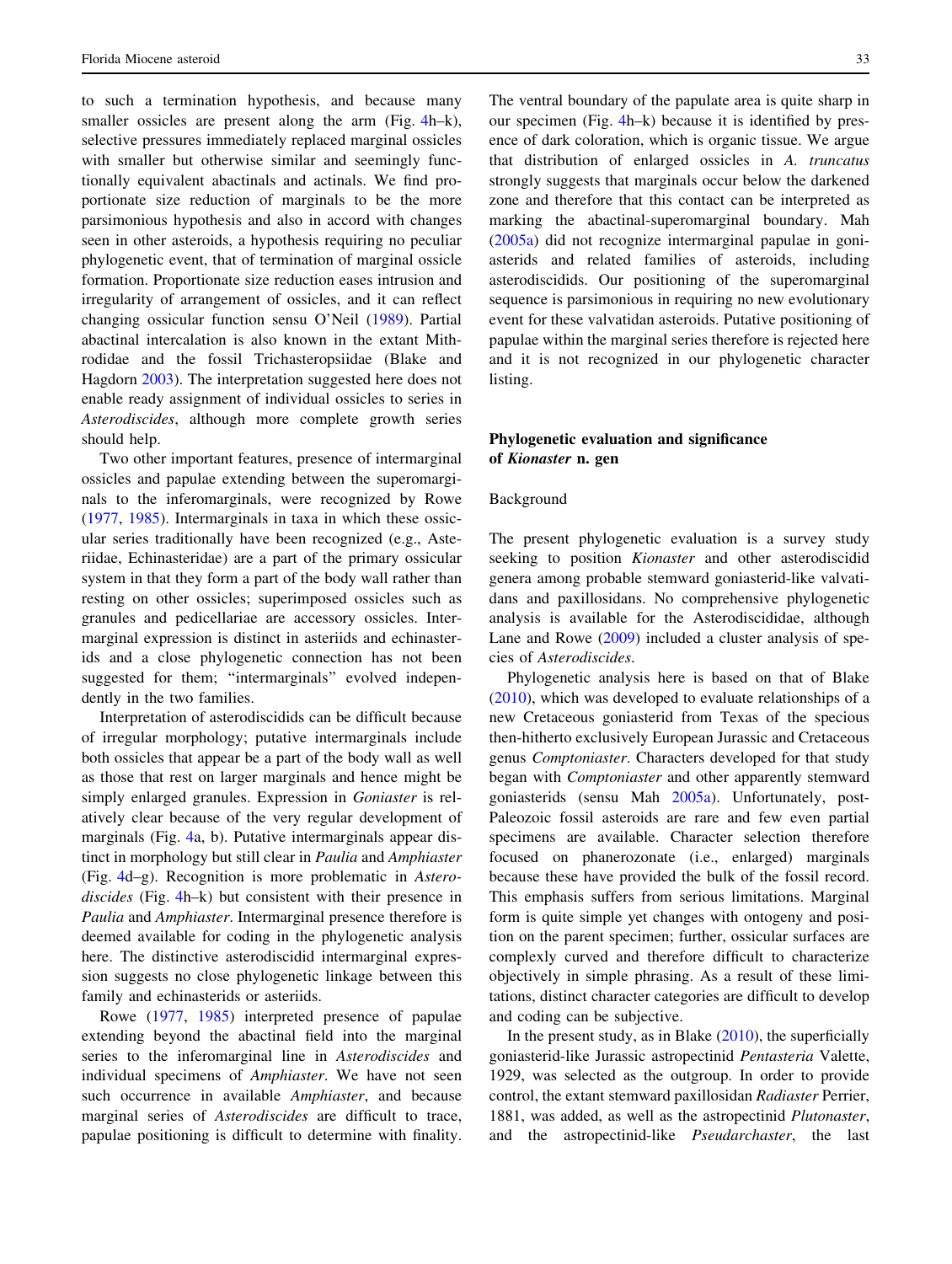to such a termination hypothesis, and because many smaller ossicles are present along the arm (Fig. 4h–k), selective pressures immediately replaced marginal ossicles with smaller but otherwise similar and seemingly functionally equivalent abactinals and actinals. We find proportionate size reduction of marginals to be the more parsimonious hypothesis and also in accord with changes seen in other asteroids, a hypothesis requiring no peculiar phylogenetic event, that of termination of marginal ossicle formation. Proportionate size reduction eases intrusion and irregularity of arrangement of ossicles, and it can reflect changing ossicular function sensu O'Neil (1989). Partial abactinal intercalation is also known in the extant Mithrodidae and the fossil Trichasteropsiidae (Blake and Hagdorn 2003). The interpretation suggested here does not enable ready assignment of individual ossicles to series in *Asterodiscides*, although more complete growth series should help.

Two other important features, presence of intermarginal ossicles and papulae extending between the superomarginals to the inferomarginals, were recognized by Rowe (1977, 1985). Intermarginals in taxa in which these ossicular series traditionally have been recognized (e.g., Asteriidae, Echinasteridae) are a part of the primary ossicular system in that they form a part of the body wall rather than resting on other ossicles; superimposed ossicles such as granules and pedicellariae are accessory ossicles. Intermarginal expression is distinct in asteriids and echinasterids and a close phylogenetic connection has not been suggested for them; "intermarginals" evolved independently in the two families.

Interpretation of asterodiscidids can be difficult because of irregular morphology; putative intermarginals include both ossicles that appear be a part of the body wall as well as those that rest on larger marginals and hence might be simply enlarged granules. Expression in *Goniaster* is relatively clear because of the very regular development of marginals (Fig. 4a, b). Putative intermarginals appear distinct in morphology but still clear in *Paulia* and *Amphiaster* (Fig. 4d–g). Recognition is more problematic in *Asterodiscides* (Fig. 4h–k) but consistent with their presence in *Paulia* and *Amphiaster*. Intermarginal presence therefore is deemed available for coding in the phylogenetic analysis here. The distinctive asterodiscidid intermarginal expression suggests no close phylogenetic linkage between this family and echinasterids or asteriids.

Rowe (1977, 1985) interpreted presence of papulae extending beyond the abactinal field into the marginal series to the inferomarginal line in *Asterodiscides* and individual specimens of *Amphiaster*. We have not seen such occurrence in available *Amphiaster*, and because marginal series of *Asterodiscides* are difficult to trace, papulae positioning is difficult to determine with finality. The ventral boundary of the papulate area is quite sharp in our specimen (Fig. 4h–k) because it is identified by presence of dark coloration, which is organic tissue. We argue that distribution of enlarged ossicles in *A. truncatus* strongly suggests that marginals occur below the darkened zone and therefore that this contact can be interpreted as marking the abactinal-superomarginal boundary. Mah (2005a) did not recognize intermarginal papulae in goniasterids and related families of asteroids, including asterodiscidids. Our positioning of the superomarginal sequence is parsimonious in requiring no new evolutionary event for these valvatidan asteroids. Putative positioning of papulae within the marginal series therefore is rejected here and it is not recognized in our phylogenetic character listing.

## Phylogenetic evaluation and significance of *Kionaster* n. gen

### Background

The present phylogenetic evaluation is a survey study seeking to position *Kionaster* and other asterodiscidid genera among probable stemward goniasterid-like valvatidans and paxillosidans. No comprehensive phylogenetic analysis is available for the Asterodiscididae, although Lane and Rowe (2009) included a cluster analysis of species of *Asterodiscides*.

Phylogenetic analysis here is based on that of Blake (2010), which was developed to evaluate relationships of a new Cretaceous goniasterid from Texas of the specious then-hitherto exclusively European Jurassic and Cretaceous genus *Comptoniaster*. Characters developed for that study began with *Comptoniaster* and other apparently stemward goniasterids (sensu Mah 2005a). Unfortunately, post-Paleozoic fossil asteroids are rare and few even partial specimens are available. Character selection therefore focused on phanerozonate (i.e., enlarged) marginals because these have provided the bulk of the fossil record. This emphasis suffers from serious limitations. Marginal form is quite simple yet changes with ontogeny and position on the parent specimen; further, ossicular surfaces are complexly curved and therefore difficult to characterize objectively in simple phrasing. As a result of these limitations, distinct character categories are difficult to develop and coding can be subjective.

In the present study, as in Blake (2010), the superficially goniasterid-like Jurassic astropectinid *Pentasteria* Valette, 1929, was selected as the outgroup. In order to provide control, the extant stemward paxillosidan *Radiaster* Perrier, 1881, was added, as well as the astropectinid *Plutonaster*, and the astropectinid-like *Pseudarchaster*, the last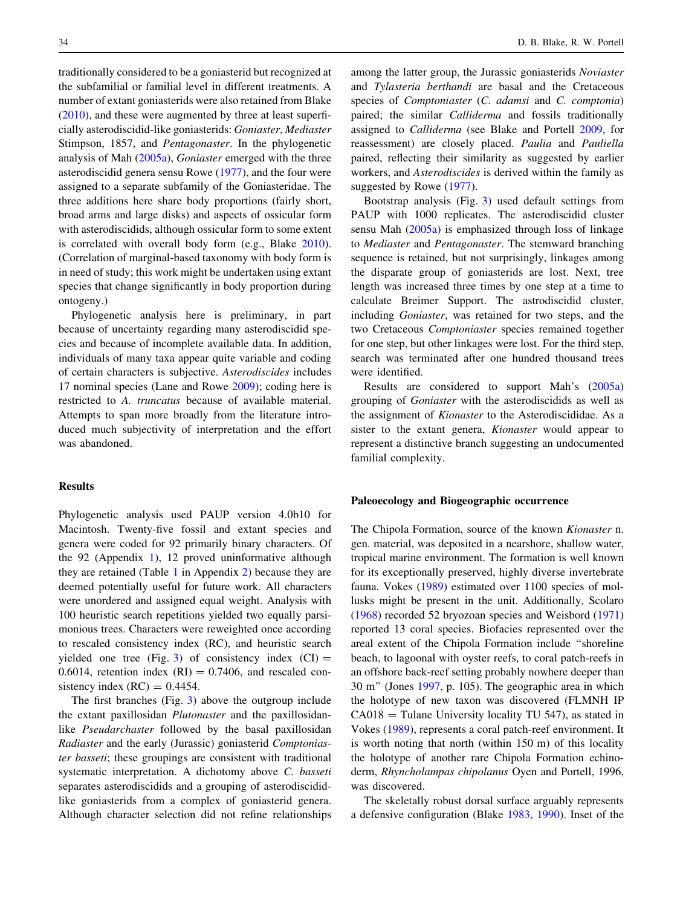traditionally considered to be a goniasterid but recognized at the subfamilial or familial level in different treatments. A number of extant goniasterids were also retained from Blake (2010), and these were augmented by three at least superficially asterodiscidid-like goniasterids: *Goniaster*, *Mediaster* Stimpson, 1857, and *Pentagonaster*. In the phylogenetic analysis of Mah (2005a), *Goniaster* emerged with the three asterodiscidid genera sensu Rowe (1977), and the four were assigned to a separate subfamily of the Goniasteridae. The three additions here share body proportions (fairly short, broad arms and large disks) and aspects of ossicular form with asterodiscidids, although ossicular form to some extent is correlated with overall body form (e.g., Blake 2010). (Correlation of marginal-based taxonomy with body form is in need of study; this work might be undertaken using extant species that change significantly in body proportion during ontogeny.)

Phylogenetic analysis here is preliminary, in part because of uncertainty regarding many asterodiscidid species and because of incomplete available data. In addition, individuals of many taxa appear quite variable and coding of certain characters is subjective. *Asterodiscides* includes 17 nominal species (Lane and Rowe 2009); coding here is restricted to *A. truncatus* because of available material. Attempts to span more broadly from the literature introduced much subjectivity of interpretation and the effort was abandoned.

## Results

Phylogenetic analysis used PAUP version 4.0b10 for Macintosh. Twenty-five fossil and extant species and genera were coded for 92 primarily binary characters. Of the 92 (Appendix 1), 12 proved uninformative although they are retained (Table 1 in Appendix 2) because they are deemed potentially useful for future work. All characters were unordered and assigned equal weight. Analysis with 100 heuristic search repetitions yielded two equally parsimonious trees. Characters were reweighted once according to rescaled consistency index (RC), and heuristic search yielded one tree (Fig. 3) of consistency index (CI) = 0.6014, retention index (RI) = 0.7406, and rescaled consistency index (RC) = 0.4454.

The first branches (Fig. 3) above the outgroup include the extant paxillosidan *Plutonaster* and the paxillosidan-like *Pseudarchaster* followed by the basal paxillosidan *Radiaster* and the early (Jurassic) goniasterid *Comptoniaster basseti*; these groupings are consistent with traditional systematic interpretation. A dichotomy above *C. basseti* separates asterodiscidids and a grouping of asterodiscidid-like goniasterids from a complex of goniasterid genera. Although character selection did not refine relationships among the latter group, the Jurassic goniasterids *Noviaster* and *Tylasteria berthandi* are basal and the Cretaceous species of *Comptoniaster* (*C. adamsi* and *C. comptonia*) paired; the similar *Calliderma* and fossils traditionally assigned to *Calliderma* (see Blake and Portell 2009, for reassessment) are closely placed. *Paulia* and *Pauliella* paired, reflecting their similarity as suggested by earlier workers, and *Asterodiscides* is derived within the family as suggested by Rowe (1977).

Bootstrap analysis (Fig. 3) used default settings from PAUP with 1000 replicates. The asterodiscidid cluster sensu Mah (2005a) is emphasized through loss of linkage to *Mediaster* and *Pentagonaster*. The stemward branching sequence is retained, but not surprisingly, linkages among the disparate group of goniasterids are lost. Next, tree length was increased three times by one step at a time to calculate Breimer Support. The astrodiscidid cluster, including *Goniaster*, was retained for two steps, and the two Cretaceous *Comptoniaster* species remained together for one step, but other linkages were lost. For the third step, search was terminated after one hundred thousand trees were identified.

Results are considered to support Mah's (2005a) grouping of *Goniaster* with the asterodiscidids as well as the assignment of *Kionaster* to the Asterodiscididae. As a sister to the extant genera, *Kionaster* would appear to represent a distinctive branch suggesting an undocumented familial complexity.

## Paleoecology and Biogeographic occurrence

The Chipola Formation, source of the known *Kionaster* n. gen. material, was deposited in a nearshore, shallow water, tropical marine environment. The formation is well known for its exceptionally preserved, highly diverse invertebrate fauna. Vokes (1989) estimated over 1100 species of mollusks might be present in the unit. Additionally, Scolaro (1968) recorded 52 bryozoan species and Weisbord (1971) reported 13 coral species. Biofacies represented over the areal extent of the Chipola Formation include "shoreline beach, to lagoonal with oyster reefs, to coral patch-reefs in an offshore back-reef setting probably nowhere deeper than 30 m" (Jones 1997, p. 105). The geographic area in which the holotype of new taxon was discovered (FLMNH IP CA018 = Tulane University locality TU 547), as stated in Vokes (1989), represents a coral patch-reef environment. It is worth noting that north (within 150 m) of this locality the holotype of another rare Chipola Formation echinoderm, *Rhyncholampas chipolanus* Oyen and Portell, 1996, was discovered.

The skeletally robust dorsal surface arguably represents a defensive configuration (Blake 1983, 1990). Inset of the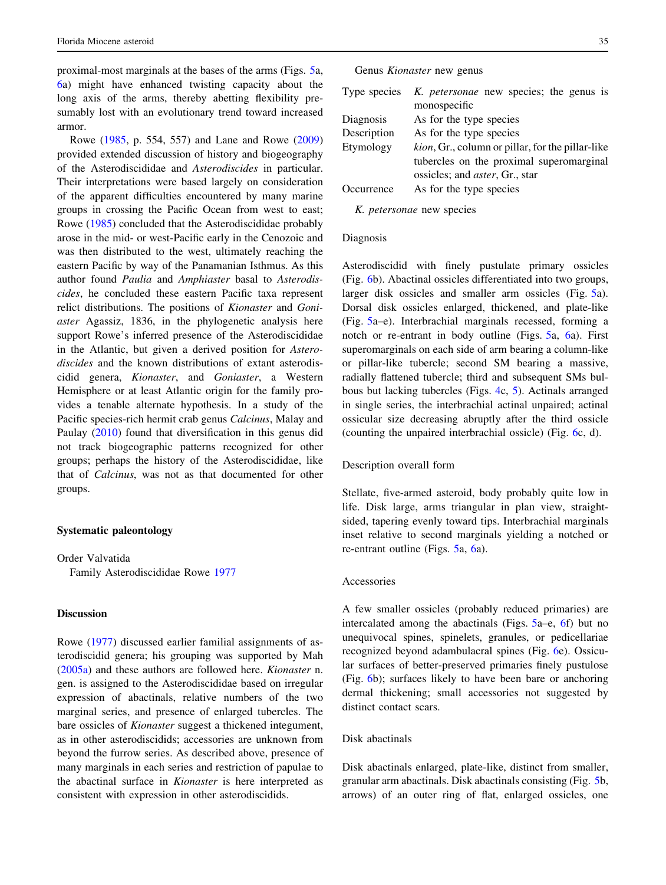proximal-most marginals at the bases of the arms (Figs. 5a, 6a) might have enhanced twisting capacity about the long axis of the arms, thereby abetting flexibility presumably lost with an evolutionary trend toward increased armor.

Rowe (1985, p. 554, 557) and Lane and Rowe (2009) provided extended discussion of history and biogeography of the Asterodiscididae and *Asterodiscides* in particular. Their interpretations were based largely on consideration of the apparent difficulties encountered by many marine groups in crossing the Pacific Ocean from west to east; Rowe (1985) concluded that the Asterodiscididae probably arose in the mid- or west-Pacific early in the Cenozoic and was then distributed to the west, ultimately reaching the eastern Pacific by way of the Panamanian Isthmus. As this author found *Paulia* and *Amphiaster* basal to *Asterodiscides*, he concluded these eastern Pacific taxa represent relict distributions. The positions of *Kionaster* and *Goniaster* Agassiz, 1836, in the phylogenetic analysis here support Rowe's inferred presence of the Asterodiscididae in the Atlantic, but given a derived position for *Asterodiscides* and the known distributions of extant asterodiscidid genera, *Kionaster*, and *Goniaster*, a Western Hemisphere or at least Atlantic origin for the family provides a tenable alternate hypothesis. In a study of the Pacific species-rich hermit crab genus *Calcinus*, Malay and Paulay (2010) found that diversification in this genus did not track biogeographic patterns recognized for other groups; perhaps the history of the Asterodiscididae, like that of *Calcinus*, was not as that documented for other groups.

## Systematic paleontology

Order Valvatida

Family Asterodiscididae Rowe 1977

### Discussion

Rowe (1977) discussed earlier familial assignments of asterodiscidid genera; his grouping was supported by Mah (2005a) and these authors are followed here. *Kionaster* n. gen. is assigned to the Asterodiscididae based on irregular expression of abactinals, relative numbers of the two marginal series, and presence of enlarged tubercles. The bare ossicles of *Kionaster* suggest a thickened integument, as in other asterodiscidids; accessories are unknown from beyond the furrow series. As described above, presence of many marginals in each series and restriction of papulae to the abactinal surface in *Kionaster* is here interpreted as consistent with expression in other asterodiscidids.

Genus *Kionaster* new genus

| | |
|---|---|
| Type species | *K. petersonae* new species; the genus is monospecific |
| Diagnosis | As for the type species |
| Description | As for the type species |
| Etymology | *kion*, Gr., column or pillar, for the pillar-like tubercles on the proximal superomarginal ossicles; and *aster*, Gr., star |
| Occurrence | As for the type species |

*K. petersonae* new species

### Diagnosis

Asterodiscidid with finely pustulate primary ossicles (Fig. 6b). Abactinal ossicles differentiated into two groups, larger disk ossicles and smaller arm ossicles (Fig. 5a). Dorsal disk ossicles enlarged, thickened, and plate-like (Fig. 5a–e). Interbrachial marginals recessed, forming a notch or re-entrant in body outline (Figs. 5a, 6a). First superomarginals on each side of arm bearing a column-like or pillar-like tubercle; second SM bearing a massive, radially flattened tubercle; third and subsequent SMs bulbous but lacking tubercles (Figs. 4c, 5). Actinals arranged in single series, the interbrachial actinal unpaired; actinal ossicular size decreasing abruptly after the third ossicle (counting the unpaired interbrachial ossicle) (Fig. 6c, d).

### Description overall form

Stellate, five-armed asteroid, body probably quite low in life. Disk large, arms triangular in plan view, straight-sided, tapering evenly toward tips. Interbrachial marginals inset relative to second marginals yielding a notched or re-entrant outline (Figs. 5a, 6a).

### Accessories

A few smaller ossicles (probably reduced primaries) are intercalated among the abactinals (Figs. 5a–e, 6f) but no unequivocal spines, spinelets, granules, or pedicellariae recognized beyond adambulacral spines (Fig. 6e). Ossicular surfaces of better-preserved primaries finely pustulose (Fig. 6b); surfaces likely to have been bare or anchoring dermal thickening; small accessories not suggested by distinct contact scars.

### Disk abactinals

Disk abactinals enlarged, plate-like, distinct from smaller, granular arm abactinals. Disk abactinals consisting (Fig. 5b, arrows) of an outer ring of flat, enlarged ossicles, one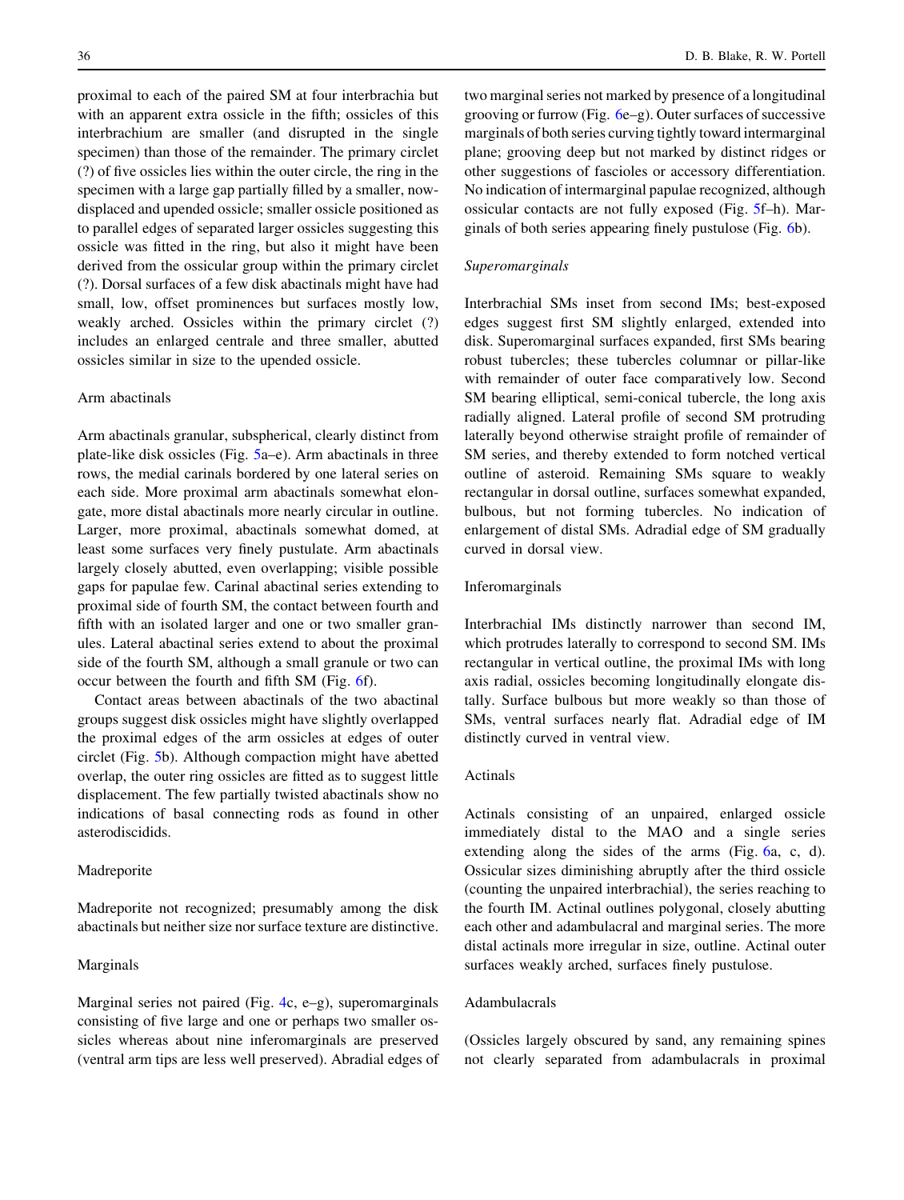proximal to each of the paired SM at four interbrachia but with an apparent extra ossicle in the fifth; ossicles of this interbrachium are smaller (and disrupted in the single specimen) than those of the remainder. The primary circlet (?) of five ossicles lies within the outer circle, the ring in the specimen with a large gap partially filled by a smaller, now-displaced and upended ossicle; smaller ossicle positioned as to parallel edges of separated larger ossicles suggesting this ossicle was fitted in the ring, but also it might have been derived from the ossicular group within the primary circlet (?). Dorsal surfaces of a few disk abactinals might have had small, low, offset prominences but surfaces mostly low, weakly arched. Ossicles within the primary circlet (?) includes an enlarged centrale and three smaller, abutted ossicles similar in size to the upended ossicle.

### Arm abactinals

Arm abactinals granular, subspherical, clearly distinct from plate-like disk ossicles (Fig. 5a–e). Arm abactinals in three rows, the medial carinals bordered by one lateral series on each side. More proximal arm abactinals somewhat elongate, more distal abactinals more nearly circular in outline. Larger, more proximal, abactinals somewhat domed, at least some surfaces very finely pustulate. Arm abactinals largely closely abutted, even overlapping; visible possible gaps for papulae few. Carinal abactinal series extending to proximal side of fourth SM, the contact between fourth and fifth with an isolated larger and one or two smaller granules. Lateral abactinal series extend to about the proximal side of the fourth SM, although a small granule or two can occur between the fourth and fifth SM (Fig. 6f).

Contact areas between abactinals of the two abactinal groups suggest disk ossicles might have slightly overlapped the proximal edges of the arm ossicles at edges of outer circlet (Fig. 5b). Although compaction might have abetted overlap, the outer ring ossicles are fitted as to suggest little displacement. The few partially twisted abactinals show no indications of basal connecting rods as found in other asterodiscidids.

### Madreporite

Madreporite not recognized; presumably among the disk abactinals but neither size nor surface texture are distinctive.

### Marginals

Marginal series not paired (Fig. 4c, e–g), superomarginals consisting of five large and one or perhaps two smaller ossicles whereas about nine inferomarginals are preserved (ventral arm tips are less well preserved). Abradial edges of two marginal series not marked by presence of a longitudinal grooving or furrow (Fig. 6e–g). Outer surfaces of successive marginals of both series curving tightly toward intermarginal plane; grooving deep but not marked by distinct ridges or other suggestions of fascioles or accessory differentiation. No indication of intermarginal papulae recognized, although ossicular contacts are not fully exposed (Fig. 5f–h). Marginals of both series appearing finely pustulose (Fig. 6b).

#### *Superomarginals*

Interbrachial SMs inset from second IMs; best-exposed edges suggest first SM slightly enlarged, extended into disk. Superomarginal surfaces expanded, first SMs bearing robust tubercles; these tubercles columnar or pillar-like with remainder of outer face comparatively low. Second SM bearing elliptical, semi-conical tubercle, the long axis radially aligned. Lateral profile of second SM protruding laterally beyond otherwise straight profile of remainder of SM series, and thereby extended to form notched vertical outline of asteroid. Remaining SMs square to weakly rectangular in dorsal outline, surfaces somewhat expanded, bulbous, but not forming tubercles. No indication of enlargement of distal SMs. Adradial edge of SM gradually curved in dorsal view.

### Inferomarginals

Interbrachial IMs distinctly narrower than second IM, which protrudes laterally to correspond to second SM. IMs rectangular in vertical outline, the proximal IMs with long axis radial, ossicles becoming longitudinally elongate distally. Surface bulbous but more weakly so than those of SMs, ventral surfaces nearly flat. Adradial edge of IM distinctly curved in ventral view.

### Actinals

Actinals consisting of an unpaired, enlarged ossicle immediately distal to the MAO and a single series extending along the sides of the arms (Fig. 6a, c, d). Ossicular sizes diminishing abruptly after the third ossicle (counting the unpaired interbrachial), the series reaching to the fourth IM. Actinal outlines polygonal, closely abutting each other and adambulacral and marginal series. The more distal actinals more irregular in size, outline. Actinal outer surfaces weakly arched, surfaces finely pustulose.

### Adambulacrals

(Ossicles largely obscured by sand, any remaining spines not clearly separated from adambulacrals in proximal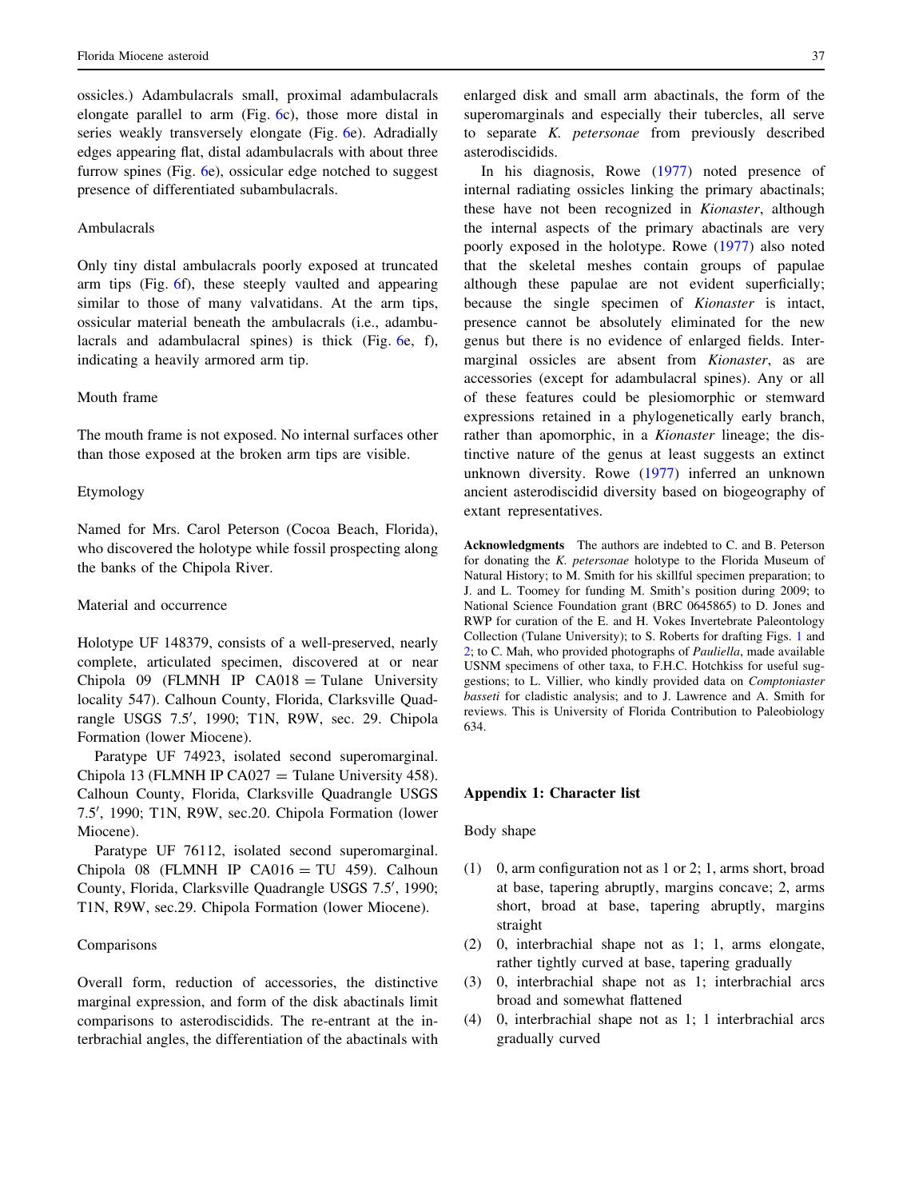ossicles.) Adambulacrals small, proximal adambulacrals elongate parallel to arm (Fig. 6c), those more distal in series weakly transversely elongate (Fig. 6e). Adradially edges appearing flat, distal adambulacrals with about three furrow spines (Fig. 6e), ossicular edge notched to suggest presence of differentiated subambulacrals.

### Ambulacrals

Only tiny distal ambulacrals poorly exposed at truncated arm tips (Fig. 6f), these steeply vaulted and appearing similar to those of many valvatidans. At the arm tips, ossicular material beneath the ambulacrals (i.e., adambulacrals and adambulacral spines) is thick (Fig. 6e, f), indicating a heavily armored arm tip.

### Mouth frame

The mouth frame is not exposed. No internal surfaces other than those exposed at the broken arm tips are visible.

### Etymology

Named for Mrs. Carol Peterson (Cocoa Beach, Florida), who discovered the holotype while fossil prospecting along the banks of the Chipola River.

### Material and occurrence

Holotype UF 148379, consists of a well-preserved, nearly complete, articulated specimen, discovered at or near Chipola 09 (FLMNH IP CA018 = Tulane University locality 547). Calhoun County, Florida, Clarksville Quadrangle USGS 7.5′, 1990; T1N, R9W, sec. 29. Chipola Formation (lower Miocene).

Paratype UF 74923, isolated second superomarginal. Chipola 13 (FLMNH IP CA027 = Tulane University 458). Calhoun County, Florida, Clarksville Quadrangle USGS 7.5′, 1990; T1N, R9W, sec.20. Chipola Formation (lower Miocene).

Paratype UF 76112, isolated second superomarginal. Chipola 08 (FLMNH IP CA016 = TU 459). Calhoun County, Florida, Clarksville Quadrangle USGS 7.5′, 1990; T1N, R9W, sec.29. Chipola Formation (lower Miocene).

### Comparisons

Overall form, reduction of accessories, the distinctive marginal expression, and form of the disk abactinals limit comparisons to asterodiscidids. The re-entrant at the interbrachial angles, the differentiation of the abactinals with enlarged disk and small arm abactinals, the form of the superomarginals and especially their tubercles, all serve to separate *K. petersonae* from previously described asterodiscidids.

In his diagnosis, Rowe (1977) noted presence of internal radiating ossicles linking the primary abactinals; these have not been recognized in *Kionaster*, although the internal aspects of the primary abactinals are very poorly exposed in the holotype. Rowe (1977) also noted that the skeletal meshes contain groups of papulae although these papulae are not evident superficially; because the single specimen of *Kionaster* is intact, presence cannot be absolutely eliminated for the new genus but there is no evidence of enlarged fields. Intermarginal ossicles are absent from *Kionaster*, as are accessories (except for adambulacral spines). Any or all of these features could be plesiomorphic or stemward expressions retained in a phylogenetically early branch, rather than apomorphic, in a *Kionaster* lineage; the distinctive nature of the genus at least suggests an extinct unknown diversity. Rowe (1977) inferred an unknown ancient asterodiscidid diversity based on biogeography of extant representatives.

**Acknowledgments** The authors are indebted to C. and B. Peterson for donating the *K. petersonae* holotype to the Florida Museum of Natural History; to M. Smith for his skillful specimen preparation; to J. and L. Toomey for funding M. Smith's position during 2009; to National Science Foundation grant (BRC 0645865) to D. Jones and RWP for curation of the E. and H. Vokes Invertebrate Paleontology Collection (Tulane University); to S. Roberts for drafting Figs. 1 and 2; to C. Mah, who provided photographs of *Pauliella*, made available USNM specimens of other taxa, to F.H.C. Hotchkiss for useful suggestions; to L. Villier, who kindly provided data on *Comptoniaster basseti* for cladistic analysis; and to J. Lawrence and A. Smith for reviews. This is University of Florida Contribution to Paleobiology 634.

## Appendix 1: Character list

### Body shape

(1) 0, arm configuration not as 1 or 2; 1, arms short, broad at base, tapering abruptly, margins concave; 2, arms short, broad at base, tapering abruptly, margins straight

(2) 0, interbrachial shape not as 1; 1, arms elongate, rather tightly curved at base, tapering gradually

(3) 0, interbrachial shape not as 1; interbrachial arcs broad and somewhat flattened

(4) 0, interbrachial shape not as 1; 1 interbrachial arcs gradually curved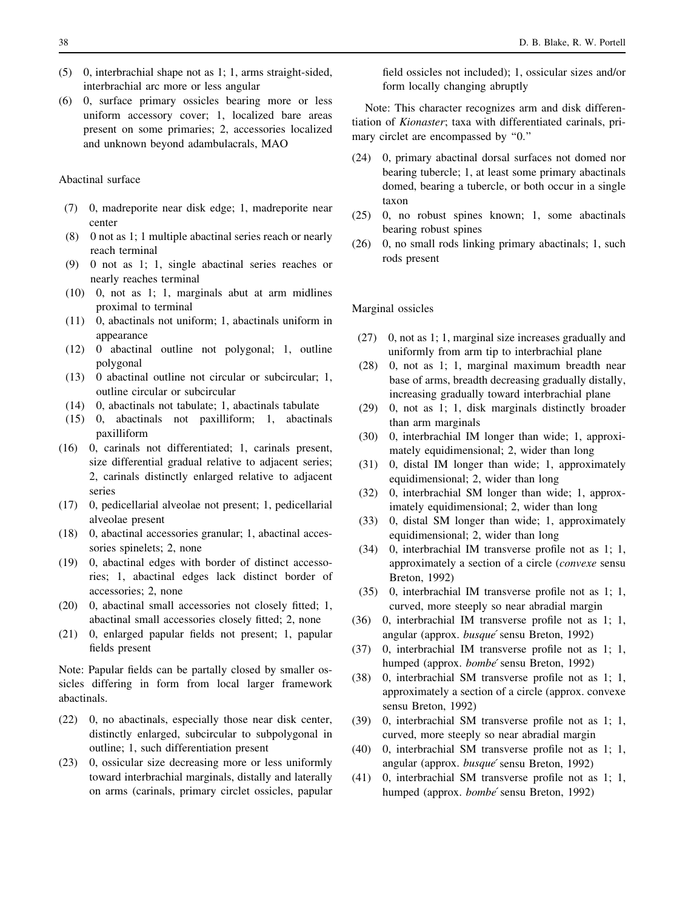(5) 0, interbrachial shape not as 1; 1, arms straight-sided, interbrachial arc more or less angular

(6) 0, surface primary ossicles bearing more or less uniform accessory cover; 1, localized bare areas present on some primaries; 2, accessories localized and unknown beyond adambulacrals, MAO

Abactinal surface

(7) 0, madreporite near disk edge; 1, madreporite near center

(8) 0 not as 1; 1 multiple abactinal series reach or nearly reach terminal

(9) 0 not as 1; 1, single abactinal series reaches or nearly reaches terminal

(10) 0, not as 1; 1, marginals abut at arm midlines proximal to terminal

(11) 0, abactinals not uniform; 1, abactinals uniform in appearance

(12) 0 abactinal outline not polygonal; 1, outline polygonal

(13) 0 abactinal outline not circular or subcircular; 1, outline circular or subcircular

(14) 0, abactinals not tabulate; 1, abactinals tabulate

(15) 0, abactinals not paxilliform; 1, abactinals paxilliform

(16) 0, carinals not differentiated; 1, carinals present, size differential gradual relative to adjacent series; 2, carinals distinctly enlarged relative to adjacent series

(17) 0, pedicellarial alveolae not present; 1, pedicellarial alveolae present

(18) 0, abactinal accessories granular; 1, abactinal accessories spinelets; 2, none

(19) 0, abactinal edges with border of distinct accessories; 1, abactinal edges lack distinct border of accessories; 2, none

(20) 0, abactinal small accessories not closely fitted; 1, abactinal small accessories closely fitted; 2, none

(21) 0, enlarged papular fields not present; 1, papular fields present

Note: Papular fields can be partally closed by smaller ossicles differing in form from local larger framework abactinals.

(22) 0, no abactinals, especially those near disk center, distinctly enlarged, subcircular to subpolygonal in outline; 1, such differentiation present

(23) 0, ossicular size decreasing more or less uniformly toward interbrachial marginals, distally and laterally on arms (carinals, primary circlet ossicles, papular field ossicles not included); 1, ossicular sizes and/or form locally changing abruptly

Note: This character recognizes arm and disk differentiation of *Kionaster*; taxa with differentiated carinals, primary circlet are encompassed by "0."

(24) 0, primary abactinal dorsal surfaces not domed nor bearing tubercle; 1, at least some primary abactinals domed, bearing a tubercle, or both occur in a single taxon

(25) 0, no robust spines known; 1, some abactinals bearing robust spines

(26) 0, no small rods linking primary abactinals; 1, such rods present

Marginal ossicles

(27) 0, not as 1; 1, marginal size increases gradually and uniformly from arm tip to interbrachial plane

(28) 0, not as 1; 1, marginal maximum breadth near base of arms, breadth decreasing gradually distally, increasing gradually toward interbrachial plane

(29) 0, not as 1; 1, disk marginals distinctly broader than arm marginals

(30) 0, interbrachial IM longer than wide; 1, approximately equidimensional; 2, wider than long

(31) 0, distal IM longer than wide; 1, approximately equidimensional; 2, wider than long

(32) 0, interbrachial SM longer than wide; 1, approximately equidimensional; 2, wider than long

(33) 0, distal SM longer than wide; 1, approximately equidimensional; 2, wider than long

(34) 0, interbrachial IM transverse profile not as 1; 1, approximately a section of a circle (*convexe* sensu Breton, 1992)

(35) 0, interbrachial IM transverse profile not as 1; 1, curved, more steeply so near abradial margin

(36) 0, interbrachial IM transverse profile not as 1; 1, angular (approx. *busqué* sensu Breton, 1992)

(37) 0, interbrachial IM transverse profile not as 1; 1, humped (approx. *bombé* sensu Breton, 1992)

(38) 0, interbrachial SM transverse profile not as 1; 1, approximately a section of a circle (approx. convexe sensu Breton, 1992)

(39) 0, interbrachial SM transverse profile not as 1; 1, curved, more steeply so near abradial margin

(40) 0, interbrachial SM transverse profile not as 1; 1, angular (approx. *busqué* sensu Breton, 1992)

(41) 0, interbrachial SM transverse profile not as 1; 1, humped (approx. *bombé* sensu Breton, 1992)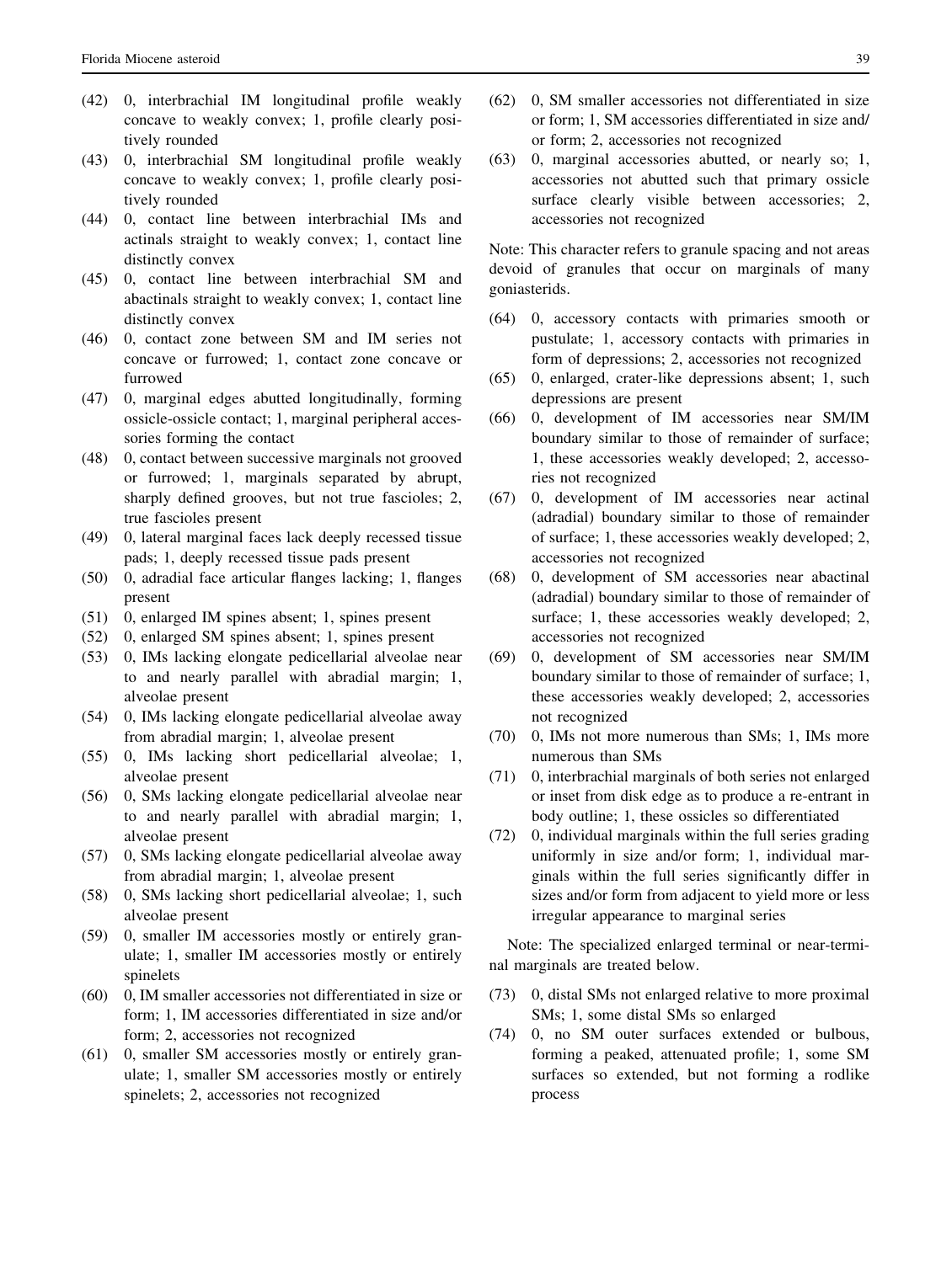(42) 0, interbrachial IM longitudinal profile weakly concave to weakly convex; 1, profile clearly positively rounded

(43) 0, interbrachial SM longitudinal profile weakly concave to weakly convex; 1, profile clearly positively rounded

(44) 0, contact line between interbrachial IMs and actinals straight to weakly convex; 1, contact line distinctly convex

(45) 0, contact line between interbrachial SM and abactinals straight to weakly convex; 1, contact line distinctly convex

(46) 0, contact zone between SM and IM series not concave or furrowed; 1, contact zone concave or furrowed

(47) 0, marginal edges abutted longitudinally, forming ossicle-ossicle contact; 1, marginal peripheral accessories forming the contact

(48) 0, contact between successive marginals not grooved or furrowed; 1, marginals separated by abrupt, sharply defined grooves, but not true fascioles; 2, true fascioles present

(49) 0, lateral marginal faces lack deeply recessed tissue pads; 1, deeply recessed tissue pads present

(50) 0, adradial face articular flanges lacking; 1, flanges present

(51) 0, enlarged IM spines absent; 1, spines present

(52) 0, enlarged SM spines absent; 1, spines present

(53) 0, IMs lacking elongate pedicellarial alveolae near to and nearly parallel with abradial margin; 1, alveolae present

(54) 0, IMs lacking elongate pedicellarial alveolae away from abradial margin; 1, alveolae present

(55) 0, IMs lacking short pedicellarial alveolae; 1, alveolae present

(56) 0, SMs lacking elongate pedicellarial alveolae near to and nearly parallel with abradial margin; 1, alveolae present

(57) 0, SMs lacking elongate pedicellarial alveolae away from abradial margin; 1, alveolae present

(58) 0, SMs lacking short pedicellarial alveolae; 1, such alveolae present

(59) 0, smaller IM accessories mostly or entirely granulate; 1, smaller IM accessories mostly or entirely spinelets

(60) 0, IM smaller accessories not differentiated in size or form; 1, IM accessories differentiated in size and/or form; 2, accessories not recognized

(61) 0, smaller SM accessories mostly or entirely granulate; 1, smaller SM accessories mostly or entirely spinelets; 2, accessories not recognized

(62) 0, SM smaller accessories not differentiated in size or form; 1, SM accessories differentiated in size and/or form; 2, accessories not recognized

(63) 0, marginal accessories abutted, or nearly so; 1, accessories not abutted such that primary ossicle surface clearly visible between accessories; 2, accessories not recognized

Note: This character refers to granule spacing and not areas devoid of granules that occur on marginals of many goniasterids.

(64) 0, accessory contacts with primaries smooth or pustulate; 1, accessory contacts with primaries in form of depressions; 2, accessories not recognized

(65) 0, enlarged, crater-like depressions absent; 1, such depressions are present

(66) 0, development of IM accessories near SM/IM boundary similar to those of remainder of surface; 1, these accessories weakly developed; 2, accessories not recognized

(67) 0, development of IM accessories near actinal (adradial) boundary similar to those of remainder of surface; 1, these accessories weakly developed; 2, accessories not recognized

(68) 0, development of SM accessories near abactinal (adradial) boundary similar to those of remainder of surface; 1, these accessories weakly developed; 2, accessories not recognized

(69) 0, development of SM accessories near SM/IM boundary similar to those of remainder of surface; 1, these accessories weakly developed; 2, accessories not recognized

(70) 0, IMs not more numerous than SMs; 1, IMs more numerous than SMs

(71) 0, interbrachial marginals of both series not enlarged or inset from disk edge as to produce a re-entrant in body outline; 1, these ossicles so differentiated

(72) 0, individual marginals within the full series grading uniformly in size and/or form; 1, individual marginals within the full series significantly differ in sizes and/or form from adjacent to yield more or less irregular appearance to marginal series

Note: The specialized enlarged terminal or near-terminal marginals are treated below.

(73) 0, distal SMs not enlarged relative to more proximal SMs; 1, some distal SMs so enlarged

(74) 0, no SM outer surfaces extended or bulbous, forming a peaked, attenuated profile; 1, some SM surfaces so extended, but not forming a rodlike process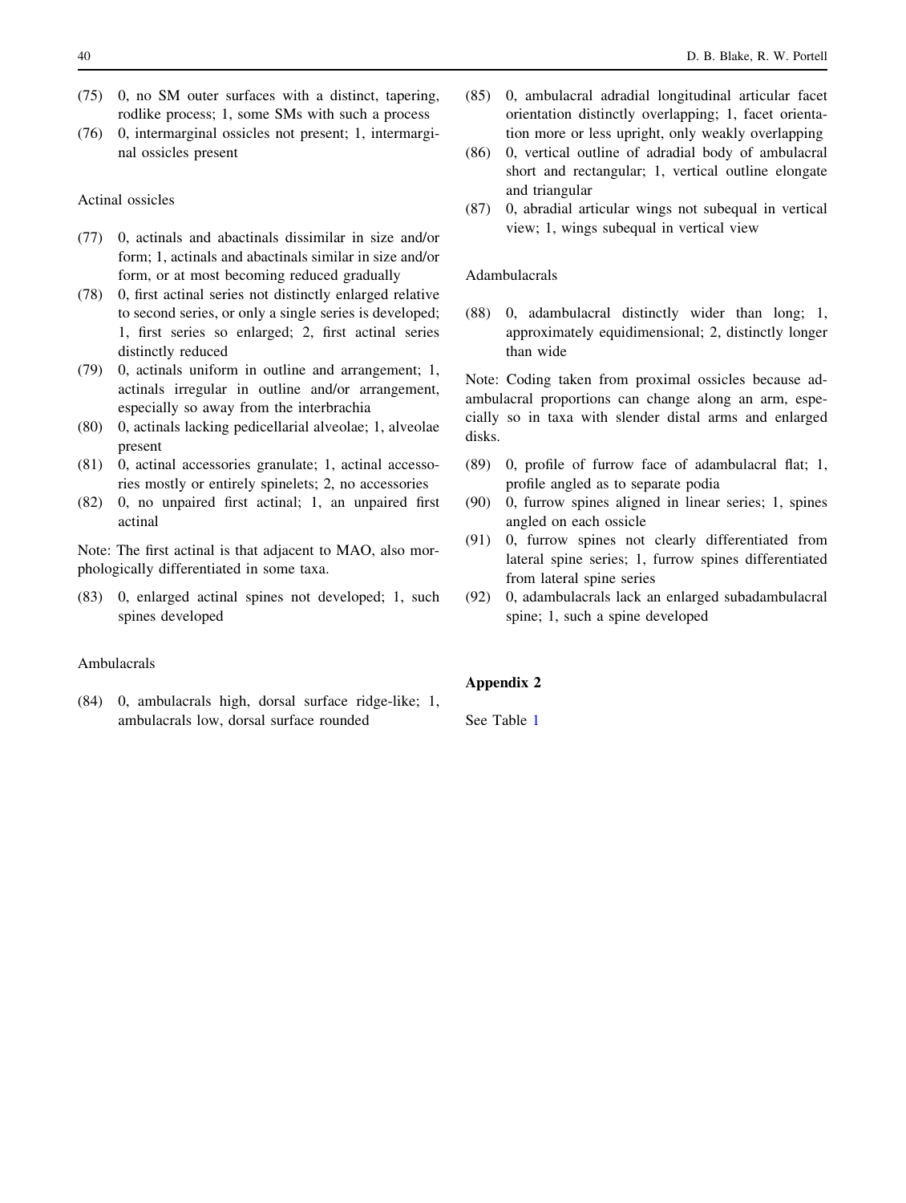(75) 0, no SM outer surfaces with a distinct, tapering, rodlike process; 1, some SMs with such a process

(76) 0, intermarginal ossicles not present; 1, intermarginal ossicles present

Actinal ossicles

(77) 0, actinals and abactinals dissimilar in size and/or form; 1, actinals and abactinals similar in size and/or form, or at most becoming reduced gradually

(78) 0, first actinal series not distinctly enlarged relative to second series, or only a single series is developed; 1, first series so enlarged; 2, first actinal series distinctly reduced

(79) 0, actinals uniform in outline and arrangement; 1, actinals irregular in outline and/or arrangement, especially so away from the interbrachia

(80) 0, actinals lacking pedicellarial alveolae; 1, alveolae present

(81) 0, actinal accessories granulate; 1, actinal accessories mostly or entirely spinelets; 2, no accessories

(82) 0, no unpaired first actinal; 1, an unpaired first actinal

Note: The first actinal is that adjacent to MAO, also morphologically differentiated in some taxa.

(83) 0, enlarged actinal spines not developed; 1, such spines developed

Ambulacrals

(84) 0, ambulacrals high, dorsal surface ridge-like; 1, ambulacrals low, dorsal surface rounded

(85) 0, ambulacral adradial longitudinal articular facet orientation distinctly overlapping; 1, facet orientation more or less upright, only weakly overlapping

(86) 0, vertical outline of adradial body of ambulacral short and rectangular; 1, vertical outline elongate and triangular

(87) 0, abradial articular wings not subequal in vertical view; 1, wings subequal in vertical view

Adambulacrals

(88) 0, adambulacral distinctly wider than long; 1, approximately equidimensional; 2, distinctly longer than wide

Note: Coding taken from proximal ossicles because adambulacral proportions can change along an arm, especially so in taxa with slender distal arms and enlarged disks.

(89) 0, profile of furrow face of adambulacral flat; 1, profile angled as to separate podia

(90) 0, furrow spines aligned in linear series; 1, spines angled on each ossicle

(91) 0, furrow spines not clearly differentiated from lateral spine series; 1, furrow spines differentiated from lateral spine series

(92) 0, adambulacrals lack an enlarged subadambulacral spine; 1, such a spine developed

## Appendix 2

See Table 1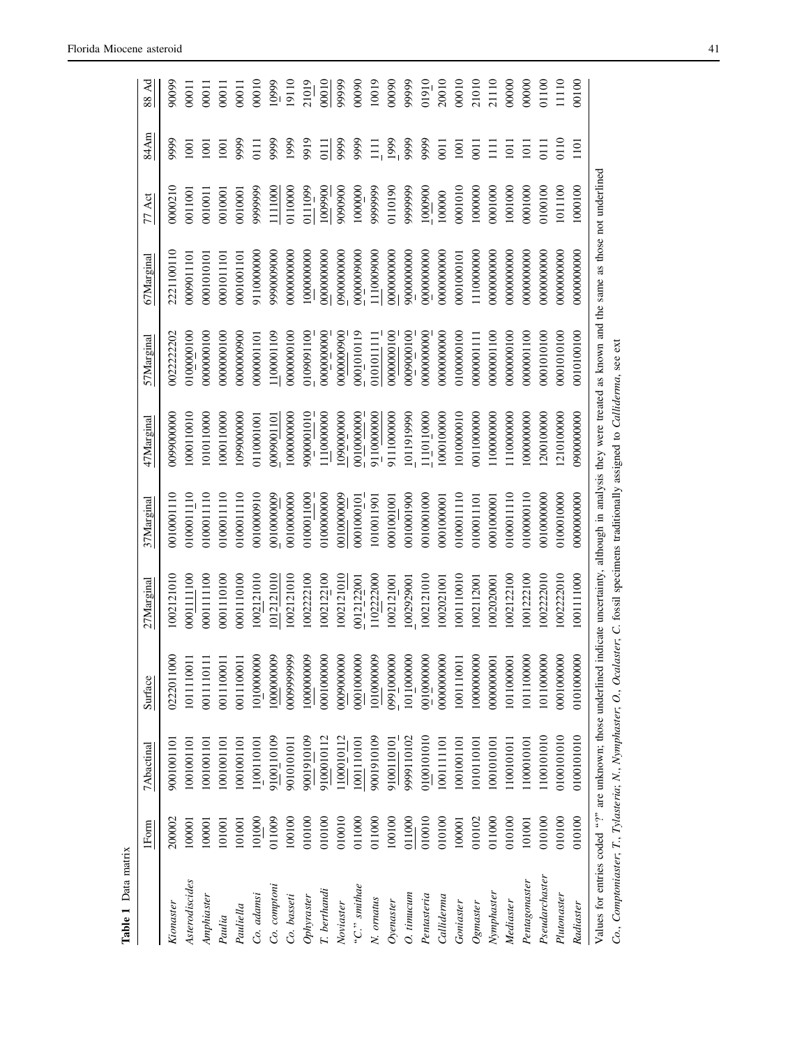**Table 1** Data matrix

| | 1Form | 7Abactinal | Surface | 27Marginal | 37Marginal | 47Marginal | 57Marginal | 67Marginal | 77 Act | 84Am | 88 Ad |
|---|---|---|---|---|---|---|---|---|---|---|---|
| *Kionaster* | 200002 | 9001001101 | 0222011000 | 1002121010 | 0010001110 | 0099000000 | 0022222202 | 2221100110 | 0000210 | 9999 | 90099 |
| *Asterodiscides* | 100001 | 1001001101 | 1011110011 | 0001111100 | 0100011110 | 1000110010 | 0100000100 | 0009011101 | 0011001 | 1001 | 00011 |
| *Amphiaster* | 100001 | 1001001101 | 0011110111 | 0001111100 | 0100011110 | 1010110000 | 0000000100 | 0001010101 | 0010011 | 1001 | 00011 |
| *Paulia* | 101001 | 1001001101 | 0011100011 | 0001110100 | 0100011110 | 1000110000 | 0000000100 | 0001011101 | 0010001 | 1001 | 00011 |
| *Pauliella* | 101001 | 1001001101 | 0011100011 | 0001110100 | 0100011110 | 1099000000 | 0000000900 | 0001001101 | 0010001 | 9999 | 00011 |
| *Co. adamsi* | 101000 | 1100110101 | 1010000000 | 1002121010 | 0010000910 | 0110001001 | 0000001101 | 9110000000 | 9999999 | 0111 | 00010 |
| *Co. comptoni* | 011009 | 9100110109 | 1000000009 | 1012121010 | 0010000009 | 0009001101 | 1100001109 | 9990009000 | 1111000 | 9999 | 10999 |
| *Co. basseti* | 100100 | 9010101011 | 0009999999 | 1002121010 | 0010000000 | 1000000000 | 0000000100 | 0000000000 | 0110000 | 1999 | 19110 |
| *Ophyraster* | 010100 | 9001910109 | 1000000009 | 1002222100 | 0100011000 | 9000001010 | 0109091100 | 1000000000 | 0111099 | 9919 | 21019 |
| *T. berthandi* | 010100 | 9100010112 | 0001000000 | 1002122100 | 0100000000 | 1110000000 | 0000000000 | 0000000000 | 1009900 | 0111 | 00010 |
| *Noviaster* | 010010 | 1100010112 | 0009000000 | 1002121010 | 0010000009 | 1090000000 | 0000000900 | 0900000000 | 9090900 | 9999 | 99999 |
| *"C." smithae* | 011000 | 1001110101 | 0001000000 | 0012122001 | 0001000101 | 0010000000 | 0001010119 | 0000009000 | 1000000 | 9999 | 00090 |
| *N. ornatus* | 011000 | 9001910109 | 1010000009 | 1102222000 | 1010011901 | 9110000000 | 0101011111 | 1110009000 | 9999999 | 1111 | 10019 |
| *Oyenaster* | 100100 | 9100110101 | 0991000000 | 1002121001 | 0001001001 | 9111000000 | 0000000100 | 0000000000 | 0110190 | 1999 | 00090 |
| *O. timucum* | 011000 | 9999110102 | 1011000000 | 1002929001 | 0010001900 | 1011919990 | 0009000100 | 9000000000 | 9999999 | 9999 | 99999 |
| *Pentasteria* | 010010 | 0100101010 | 0010000000 | 1002121010 | 0010001000 | 1110110000 | 0000000000 | 0000000000 | 1000900 | 9999 | 01910 |
| *Calliderma* | 010100 | 1001111101 | 0000000000 | 1002021001 | 0001000001 | 1000100000 | 0100000100 | 0000000000 | 100000 | 0011 | 20010 |
| *Goniaster* | 100001 | 1001001101 | 1001110011 | 1001110010 | 0100011110 | 1010000010 | 0100000100 | 0001000101 | 0001010 | 1001 | 00010 |
| *Ogmaster* | 010102 | 1010110101 | 1000000000 | 1002112001 | 0100011101 | 0011000000 | 0000001111 | 1110000000 | 1000000 | 0011 | 21010 |
| *Nymphaster* | 011000 | 1001010101 | 0000000001 | 1002020001 | 0001000001 | 1100000000 | 0000001100 | 0000000000 | 0001000 | 1111 | 21110 |
| *Mediaster* | 010100 | 1100101011 | 1011000001 | 1002122100 | 0100011110 | 1110000000 | 0000000100 | 0000000000 | 1001000 | 1011 | 00000 |
| *Pentagonaster* | 101001 | 1100010101 | 1011100000 | 1001222100 | 0100000110 | 1000000000 | 0000001100 | 0000000000 | 0001000 | 1011 | 00000 |
| *Pseudarchaster* | 010100 | 1100101010 | 1011000000 | 1002222010 | 0010000000 | 1200100000 | 0001010100 | 0000000000 | 0100100 | 0111 | 01100 |
| *Plutonaster* | 010100 | 0100101010 | 0001000000 | 1002222010 | 0100010000 | 1210100000 | 0001010100 | 0000000000 | 1011100 | 0110 | 11110 |
| *Radiaster* | 010100 | 0100101010 | 0101000000 | 1001111000 | 0000000000 | 0900000000 | 0010100100 | 0000000000 | 1000100 | 1101 | 00100 |

Values for entries coded "?" are unknown; those underlined indicate uncertainty, although in analysis they were treated as known and the same as those not underlined

*Co*., *Comptoniaster*, *T*., *Tylasteria*; *N*., *Nymphaster*, *O*., *Ocalaster*, *C*. fossil specimens traditionally assigned to *Calliderma*, see ext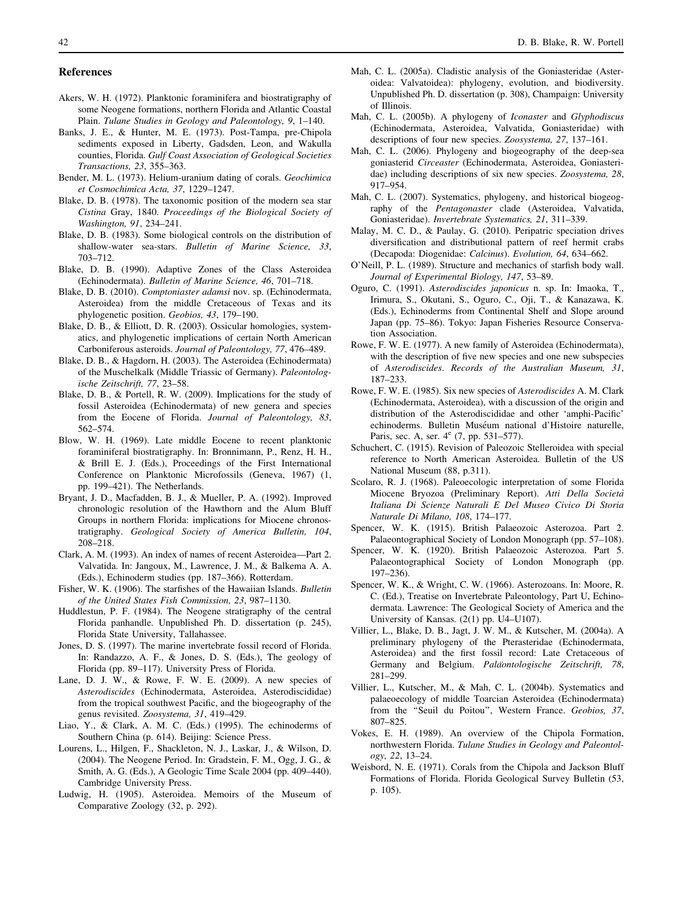## References

Akers, W. H. (1972). Planktonic foraminifera and biostratigraphy of some Neogene formations, northern Florida and Atlantic Coastal Plain. *Tulane Studies in Geology and Paleontology, 9*, 1–140.

Banks, J. E., & Hunter, M. E. (1973). Post-Tampa, pre-Chipola sediments exposed in Liberty, Gadsden, Leon, and Wakulla counties, Florida. *Gulf Coast Association of Geological Societies Transactions, 23*, 355–363.

Bender, M. L. (1973). Helium-uranium dating of corals. *Geochimica et Cosmochimica Acta, 37*, 1229–1247.

Blake, D. B. (1978). The taxonomic position of the modern sea star *Cistina* Gray, 1840. *Proceedings of the Biological Society of Washington, 91*, 234–241.

Blake, D. B. (1983). Some biological controls on the distribution of shallow-water sea-stars. *Bulletin of Marine Science, 33*, 703–712.

Blake, D. B. (1990). Adaptive Zones of the Class Asteroidea (Echinodermata). *Bulletin of Marine Science, 46*, 701–718.

Blake, D. B. (2010). *Comptoniaster adamsi* nov. sp. (Echinodermata, Asteroidea) from the middle Cretaceous of Texas and its phylogenetic position. *Geobios, 43*, 179–190.

Blake, D. B., & Elliott, D. R. (2003). Ossicular homologies, systematics, and phylogenetic implications of certain North American Carboniferous asteroids. *Journal of Paleontology, 77*, 476–489.

Blake, D. B., & Hagdorn, H. (2003). The Asteroidea (Echinodermata) of the Muschelkalk (Middle Triassic of Germany). *Paleontologische Zeitschrift, 77*, 23–58.

Blake, D. B., & Portell, R. W. (2009). Implications for the study of fossil Asteroidea (Echinodermata) of new genera and species from the Eocene of Florida. *Journal of Paleontology, 83*, 562–574.

Blow, W. H. (1969). Late middle Eocene to recent planktonic foraminiferal biostratigraphy. In: Bronnimann, P., Renz, H. H., & Brill E. J. (Eds.), Proceedings of the First International Conference on Planktonic Microfossils (Geneva, 1967) (1, pp. 199–421). The Netherlands.

Bryant, J. D., Macfadden, B. J., & Mueller, P. A. (1992). Improved chronologic resolution of the Hawthorn and the Alum Bluff Groups in northern Florida: implications for Miocene chronostratigraphy. *Geological Society of America Bulletin, 104*, 208–218.

Clark, A. M. (1993). An index of names of recent Asteroidea—Part 2. Valvatida. In: Jangoux, M., Lawrence, J. M., & Balkema A. A. (Eds.), Echinoderm studies (pp. 187–366). Rotterdam.

Fisher, W. K. (1906). The starfishes of the Hawaiian Islands. *Bulletin of the United States Fish Commission, 23*, 987–1130.

Huddlestun, P. F. (1984). The Neogene stratigraphy of the central Florida panhandle. Unpublished Ph. D. dissertation (p. 245), Florida State University, Tallahassee.

Jones, D. S. (1997). The marine invertebrate fossil record of Florida. In: Randazzo, A. F., & Jones, D. S. (Eds.), The geology of Florida (pp. 89–117). University Press of Florida.

Lane, D. J. W., & Rowe, F. W. E. (2009). A new species of *Asterodiscides* (Echinodermata, Asteroidea, Asterodiscididae) from the tropical southwest Pacific, and the biogeography of the genus revisited. *Zoosystema, 31*, 419–429.

Liao, Y., & Clark, A. M. C. (Eds.) (1995). The echinoderms of Southern China (p. 614). Beijing: Science Press.

Lourens, L., Hilgen, F., Shackleton, N. J., Laskar, J., & Wilson, D. (2004). The Neogene Period. In: Gradstein, F. M., Ogg, J. G., & Smith, A. G. (Eds.), A Geologic Time Scale 2004 (pp. 409–440). Cambridge University Press.

Ludwig, H. (1905). Asteroidea. Memoirs of the Museum of Comparative Zoology (32, p. 292).

Mah, C. L. (2005a). Cladistic analysis of the Goniasteridae (Asteroidea: Valvatoidea): phylogeny, evolution, and biodiversity. Unpublished Ph. D. dissertation (p. 308), Champaign: University of Illinois.

Mah, C. L. (2005b). A phylogeny of *Iconaster* and *Glyphodiscus* (Echinodermata, Asteroidea, Valvatida, Goniasteridae) with descriptions of four new species. *Zoosystema, 27*, 137–161.

Mah, C. L. (2006). Phylogeny and biogeography of the deep-sea goniasterid *Circeaster* (Echinodermata, Asteroidea, Goniasteridae) including descriptions of six new species. *Zoosystema, 28*, 917–954.

Mah, C. L. (2007). Systematics, phylogeny, and historical biogeography of the *Pentagonaster* clade (Asteroidea, Valvatida, Goniasteridae). *Invertebrate Systematics, 21*, 311–339.

Malay, M. C. D., & Paulay, G. (2010). Peripatric speciation drives diversification and distributional pattern of reef hermit crabs (Decapoda: Diogenidae: *Calcinus*). *Evolution, 64*, 634–662.

O'Neill, P. L. (1989). Structure and mechanics of starfish body wall. *Journal of Experimental Biology, 147*, 53–89.

Oguro, C. (1991). *Asterodiscides japonicus* n. sp. In: Imaoka, T., Irimura, S., Okutani, S., Oguro, C., Oji, T., & Kanazawa, K. (Eds.), Echinoderms from Continental Shelf and Slope around Japan (pp. 75–86). Tokyo: Japan Fisheries Resource Conservation Association.

Rowe, F. W. E. (1977). A new family of Asteroidea (Echinodermata), with the description of five new species and one new subspecies of *Asterodiscides*. *Records of the Australian Museum, 31*, 187–233.

Rowe, F. W. E. (1985). Six new species of *Asterodiscides* A. M. Clark (Echinodermata, Asteroidea), with a discussion of the origin and distribution of the Asterodiscididae and other 'amphi-Pacific' echinoderms. Bulletin Muséum national d'Histoire naturelle, Paris, sec. A, ser. 4$^e$ (7, pp. 531–577).

Schuchert, C. (1915). Revision of Paleozoic Stelleroidea with special reference to North American Asteroidea. Bulletin of the US National Museum (88, p.311).

Scolaro, R. J. (1968). Paleoecologic interpretation of some Florida Miocene Bryozoa (Preliminary Report). *Atti Della Società Italiana Di Scienze Naturali E Del Museo Civico Di Storia Naturale Di Milano, 108*, 174–177.

Spencer, W. K. (1915). British Palaeozoic Asterozoa. Part 2. Palaeontographical Society of London Monograph (pp. 57–108).

Spencer, W. K. (1920). British Palaeozoic Asterozoa. Part 5. Palaeontographical Society of London Monograph (pp. 197–236).

Spencer, W. K., & Wright, C. W. (1966). Asterozoans. In: Moore, R. C. (Ed.), Treatise on Invertebrate Paleontology, Part U, Echinodermata. Lawrence: The Geological Society of America and the University of Kansas. (2(1) pp. U4–U107).

Villier, L., Blake, D. B., Jagt, J. W. M., & Kutscher, M. (2004a). A preliminary phylogeny of the Pterasteridae (Echinodermata, Asteroidea) and the first fossil record: Late Cretaceous of Germany and Belgium. *Paläontologische Zeitschrift, 78*, 281–299.

Villier, L., Kutscher, M., & Mah, C. L. (2004b). Systematics and palaeoecology of middle Toarcian Asteroidea (Echinodermata) from the "Seuil du Poitou", Western France. *Geobios, 37*, 807–825.

Vokes, E. H. (1989). An overview of the Chipola Formation, northwestern Florida. *Tulane Studies in Geology and Paleontology, 22*, 13–24.

Weisbord, N. E. (1971). Corals from the Chipola and Jackson Bluff Formations of Florida. Florida Geological Survey Bulletin (53, p. 105).